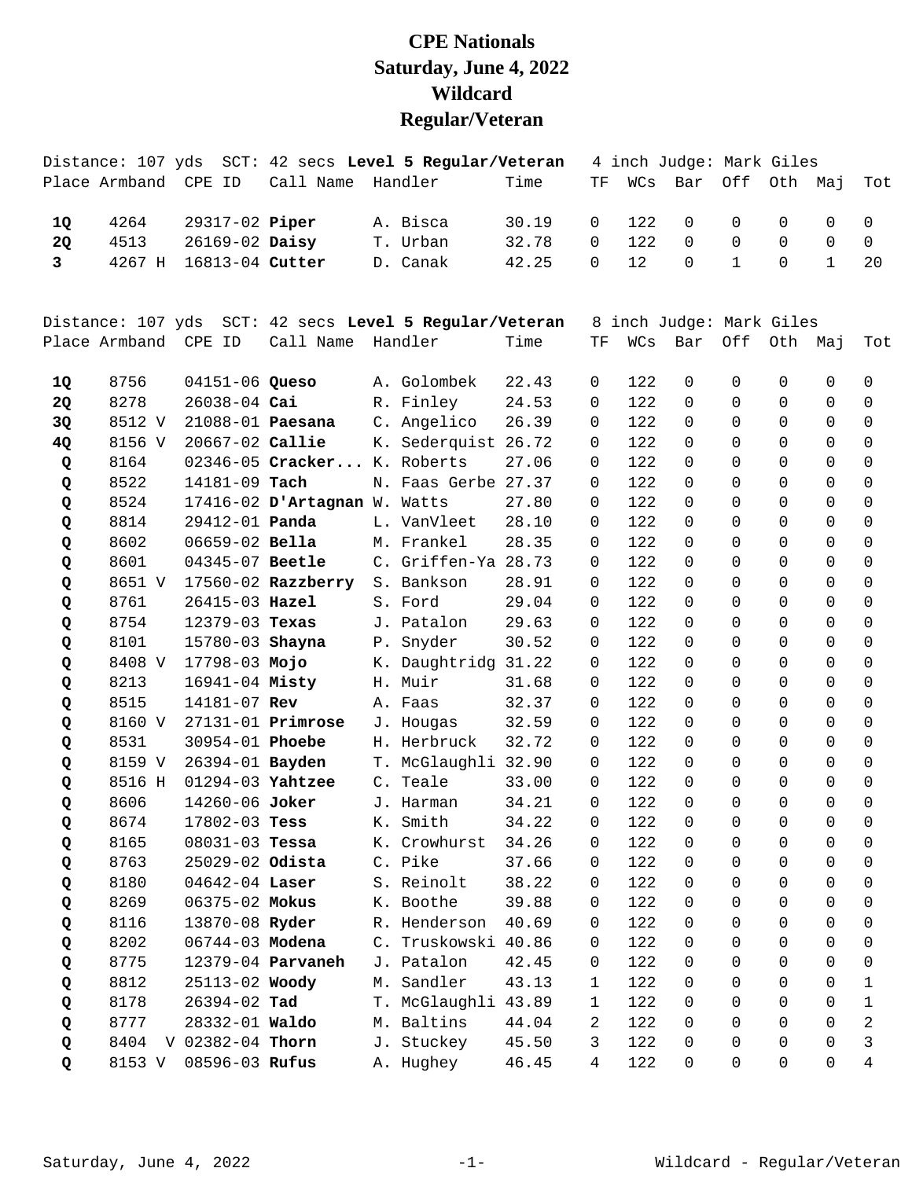# CPE Nationals
# Saturday, June 4, 2022
# Wildcard
# Regular/Veteran

Distance: 107 yds SCT: 42 secs **Level 5 Regular/Veteran** 4 inch Judge: Mark Giles

| Place | Armband | CPE ID | Call Name | Handler | Time | TF | WCs | Bar | Off | Oth | Maj | Tot |
|---|---|---|---|---|---|---|---|---|---|---|---|---|
| **1Q** | 4264 | 29317-02 | **Piper** | A. Bisca | 30.19 | 0 | 122 | 0 | 0 | 0 | 0 | 0 |
| **2Q** | 4513 | 26169-02 | **Daisy** | T. Urban | 32.78 | 0 | 122 | 0 | 0 | 0 | 0 | 0 |
| **3** | 4267 H | 16813-04 | **Cutter** | D. Canak | 42.25 | 0 | 12 | 0 | 1 | 0 | 1 | 20 |

Distance: 107 yds SCT: 42 secs **Level 5 Regular/Veteran** 8 inch Judge: Mark Giles

| Place | Armband | CPE ID | Call Name | Handler | Time | TF | WCs | Bar | Off | Oth | Maj | Tot |
|---|---|---|---|---|---|---|---|---|---|---|---|---|
| **1Q** | 8756 | 04151-06 | **Queso** | A. Golombek | 22.43 | 0 | 122 | 0 | 0 | 0 | 0 | 0 |
| **2Q** | 8278 | 26038-04 | **Cai** | R. Finley | 24.53 | 0 | 122 | 0 | 0 | 0 | 0 | 0 |
| **3Q** | 8512 V | 21088-01 | **Paesana** | C. Angelico | 26.39 | 0 | 122 | 0 | 0 | 0 | 0 | 0 |
| **4Q** | 8156 V | 20667-02 | **Callie** | K. Sederquist | 26.72 | 0 | 122 | 0 | 0 | 0 | 0 | 0 |
| **Q** | 8164 | 02346-05 | **Cracker...** | K. Roberts | 27.06 | 0 | 122 | 0 | 0 | 0 | 0 | 0 |
| **Q** | 8522 | 14181-09 | **Tach** | N. Faas Gerbe | 27.37 | 0 | 122 | 0 | 0 | 0 | 0 | 0 |
| **Q** | 8524 | 17416-02 | **D'Artagnan** | W. Watts | 27.80 | 0 | 122 | 0 | 0 | 0 | 0 | 0 |
| **Q** | 8814 | 29412-01 | **Panda** | L. VanVleet | 28.10 | 0 | 122 | 0 | 0 | 0 | 0 | 0 |
| **Q** | 8602 | 06659-02 | **Bella** | M. Frankel | 28.35 | 0 | 122 | 0 | 0 | 0 | 0 | 0 |
| **Q** | 8601 | 04345-07 | **Beetle** | C. Griffen-Ya | 28.73 | 0 | 122 | 0 | 0 | 0 | 0 | 0 |
| **Q** | 8651 V | 17560-02 | **Razzberry** | S. Bankson | 28.91 | 0 | 122 | 0 | 0 | 0 | 0 | 0 |
| **Q** | 8761 | 26415-03 | **Hazel** | S. Ford | 29.04 | 0 | 122 | 0 | 0 | 0 | 0 | 0 |
| **Q** | 8754 | 12379-03 | **Texas** | J. Patalon | 29.63 | 0 | 122 | 0 | 0 | 0 | 0 | 0 |
| **Q** | 8101 | 15780-03 | **Shayna** | P. Snyder | 30.52 | 0 | 122 | 0 | 0 | 0 | 0 | 0 |
| **Q** | 8408 V | 17798-03 | **Mojo** | K. Daughtridg | 31.22 | 0 | 122 | 0 | 0 | 0 | 0 | 0 |
| **Q** | 8213 | 16941-04 | **Misty** | H. Muir | 31.68 | 0 | 122 | 0 | 0 | 0 | 0 | 0 |
| **Q** | 8515 | 14181-07 | **Rev** | A. Faas | 32.37 | 0 | 122 | 0 | 0 | 0 | 0 | 0 |
| **Q** | 8160 V | 27131-01 | **Primrose** | J. Hougas | 32.59 | 0 | 122 | 0 | 0 | 0 | 0 | 0 |
| **Q** | 8531 | 30954-01 | **Phoebe** | H. Herbruck | 32.72 | 0 | 122 | 0 | 0 | 0 | 0 | 0 |
| **Q** | 8159 V | 26394-01 | **Bayden** | T. McGlaughli | 32.90 | 0 | 122 | 0 | 0 | 0 | 0 | 0 |
| **Q** | 8516 H | 01294-03 | **Yahtzee** | C. Teale | 33.00 | 0 | 122 | 0 | 0 | 0 | 0 | 0 |
| **Q** | 8606 | 14260-06 | **Joker** | J. Harman | 34.21 | 0 | 122 | 0 | 0 | 0 | 0 | 0 |
| **Q** | 8674 | 17802-03 | **Tess** | K. Smith | 34.22 | 0 | 122 | 0 | 0 | 0 | 0 | 0 |
| **Q** | 8165 | 08031-03 | **Tessa** | K. Crowhurst | 34.26 | 0 | 122 | 0 | 0 | 0 | 0 | 0 |
| **Q** | 8763 | 25029-02 | **Odista** | C. Pike | 37.66 | 0 | 122 | 0 | 0 | 0 | 0 | 0 |
| **Q** | 8180 | 04642-04 | **Laser** | S. Reinolt | 38.22 | 0 | 122 | 0 | 0 | 0 | 0 | 0 |
| **Q** | 8269 | 06375-02 | **Mokus** | K. Boothe | 39.88 | 0 | 122 | 0 | 0 | 0 | 0 | 0 |
| **Q** | 8116 | 13870-08 | **Ryder** | R. Henderson | 40.69 | 0 | 122 | 0 | 0 | 0 | 0 | 0 |
| **Q** | 8202 | 06744-03 | **Modena** | C. Truskowski | 40.86 | 0 | 122 | 0 | 0 | 0 | 0 | 0 |
| **Q** | 8775 | 12379-04 | **Parvaneh** | J. Patalon | 42.45 | 0 | 122 | 0 | 0 | 0 | 0 | 0 |
| **Q** | 8812 | 25113-02 | **Woody** | M. Sandler | 43.13 | 1 | 122 | 0 | 0 | 0 | 0 | 1 |
| **Q** | 8178 | 26394-02 | **Tad** | T. McGlaughli | 43.89 | 1 | 122 | 0 | 0 | 0 | 0 | 1 |
| **Q** | 8777 | 28332-01 | **Waldo** | M. Baltins | 44.04 | 2 | 122 | 0 | 0 | 0 | 0 | 2 |
| **Q** | 8404 V | 02382-04 | **Thorn** | J. Stuckey | 45.50 | 3 | 122 | 0 | 0 | 0 | 0 | 3 |
| **Q** | 8153 V | 08596-03 | **Rufus** | A. Hughey | 46.45 | 4 | 122 | 0 | 0 | 0 | 0 | 4 |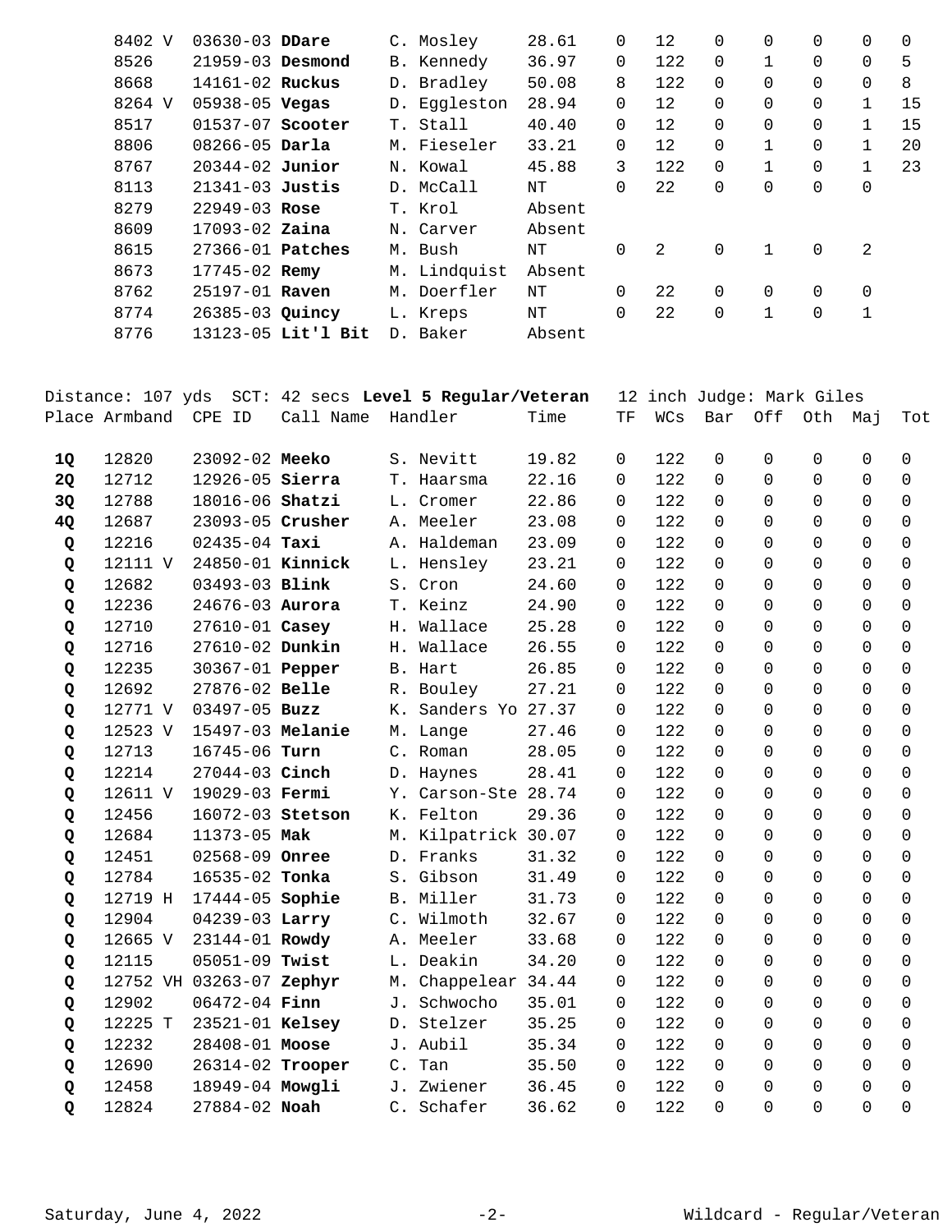| Place | Armband | CPE ID | Call Name | Handler | Time | TF | WCs | Bar | Off | Oth | Maj | Tot |
|---|---|---|---|---|---|---|---|---|---|---|---|---|
| | 8402 V | 03630-03 | **DDare** | C. Mosley | 28.61 | 0 | 12 | 0 | 0 | 0 | 0 | 0 |
| | 8526 | 21959-03 | **Desmond** | B. Kennedy | 36.97 | 0 | 122 | 0 | 1 | 0 | 0 | 5 |
| | 8668 | 14161-02 | **Ruckus** | D. Bradley | 50.08 | 8 | 122 | 0 | 0 | 0 | 0 | 8 |
| | 8264 V | 05938-05 | **Vegas** | D. Eggleston | 28.94 | 0 | 12 | 0 | 0 | 0 | 1 | 15 |
| | 8517 | 01537-07 | **Scooter** | T. Stall | 40.40 | 0 | 12 | 0 | 0 | 0 | 1 | 15 |
| | 8806 | 08266-05 | **Darla** | M. Fieseler | 33.21 | 0 | 12 | 0 | 1 | 0 | 1 | 20 |
| | 8767 | 20344-02 | **Junior** | N. Kowal | 45.88 | 3 | 122 | 0 | 1 | 0 | 1 | 23 |
| | 8113 | 21341-03 | **Justis** | D. McCall | NT | 0 | 22 | 0 | 0 | 0 | 0 | |
| | 8279 | 22949-03 | **Rose** | T. Krol | Absent | | | | | | | |
| | 8609 | 17093-02 | **Zaina** | N. Carver | Absent | | | | | | | |
| | 8615 | 27366-01 | **Patches** | M. Bush | NT | 0 | 2 | 0 | 1 | 0 | 2 | |
| | 8673 | 17745-02 | **Remy** | M. Lindquist | Absent | | | | | | | |
| | 8762 | 25197-01 | **Raven** | M. Doerfler | NT | 0 | 22 | 0 | 0 | 0 | 0 | |
| | 8774 | 26385-03 | **Quincy** | L. Kreps | NT | 0 | 22 | 0 | 1 | 0 | 1 | |
| | 8776 | 13123-05 | **Lit'l Bit** | D. Baker | Absent | | | | | | | |

Distance: 107 yds SCT: 42 secs **Level 5 Regular/Veteran** 12 inch Judge: Mark Giles

| Place | Armband | CPE ID | Call Name | Handler | Time | TF | WCs | Bar | Off | Oth | Maj | Tot |
|---|---|---|---|---|---|---|---|---|---|---|---|---|
| **1Q** | 12820 | 23092-02 | **Meeko** | S. Nevitt | 19.82 | 0 | 122 | 0 | 0 | 0 | 0 | 0 |
| **2Q** | 12712 | 12926-05 | **Sierra** | T. Haarsma | 22.16 | 0 | 122 | 0 | 0 | 0 | 0 | 0 |
| **3Q** | 12788 | 18016-06 | **Shatzi** | L. Cromer | 22.86 | 0 | 122 | 0 | 0 | 0 | 0 | 0 |
| **4Q** | 12687 | 23093-05 | **Crusher** | A. Meeler | 23.08 | 0 | 122 | 0 | 0 | 0 | 0 | 0 |
| **Q** | 12216 | 02435-04 | **Taxi** | A. Haldeman | 23.09 | 0 | 122 | 0 | 0 | 0 | 0 | 0 |
| **Q** | 12111 V | 24850-01 | **Kinnick** | L. Hensley | 23.21 | 0 | 122 | 0 | 0 | 0 | 0 | 0 |
| **Q** | 12682 | 03493-03 | **Blink** | S. Cron | 24.60 | 0 | 122 | 0 | 0 | 0 | 0 | 0 |
| **Q** | 12236 | 24676-03 | **Aurora** | T. Keinz | 24.90 | 0 | 122 | 0 | 0 | 0 | 0 | 0 |
| **Q** | 12710 | 27610-01 | **Casey** | H. Wallace | 25.28 | 0 | 122 | 0 | 0 | 0 | 0 | 0 |
| **Q** | 12716 | 27610-02 | **Dunkin** | H. Wallace | 26.55 | 0 | 122 | 0 | 0 | 0 | 0 | 0 |
| **Q** | 12235 | 30367-01 | **Pepper** | B. Hart | 26.85 | 0 | 122 | 0 | 0 | 0 | 0 | 0 |
| **Q** | 12692 | 27876-02 | **Belle** | R. Bouley | 27.21 | 0 | 122 | 0 | 0 | 0 | 0 | 0 |
| **Q** | 12771 V | 03497-05 | **Buzz** | K. Sanders Yo | 27.37 | 0 | 122 | 0 | 0 | 0 | 0 | 0 |
| **Q** | 12523 V | 15497-03 | **Melanie** | M. Lange | 27.46 | 0 | 122 | 0 | 0 | 0 | 0 | 0 |
| **Q** | 12713 | 16745-06 | **Turn** | C. Roman | 28.05 | 0 | 122 | 0 | 0 | 0 | 0 | 0 |
| **Q** | 12214 | 27044-03 | **Cinch** | D. Haynes | 28.41 | 0 | 122 | 0 | 0 | 0 | 0 | 0 |
| **Q** | 12611 V | 19029-03 | **Fermi** | Y. Carson-Ste | 28.74 | 0 | 122 | 0 | 0 | 0 | 0 | 0 |
| **Q** | 12456 | 16072-03 | **Stetson** | K. Felton | 29.36 | 0 | 122 | 0 | 0 | 0 | 0 | 0 |
| **Q** | 12684 | 11373-05 | **Mak** | M. Kilpatrick | 30.07 | 0 | 122 | 0 | 0 | 0 | 0 | 0 |
| **Q** | 12451 | 02568-09 | **Onree** | D. Franks | 31.32 | 0 | 122 | 0 | 0 | 0 | 0 | 0 |
| **Q** | 12784 | 16535-02 | **Tonka** | S. Gibson | 31.49 | 0 | 122 | 0 | 0 | 0 | 0 | 0 |
| **Q** | 12719 H | 17444-05 | **Sophie** | B. Miller | 31.73 | 0 | 122 | 0 | 0 | 0 | 0 | 0 |
| **Q** | 12904 | 04239-03 | **Larry** | C. Wilmoth | 32.67 | 0 | 122 | 0 | 0 | 0 | 0 | 0 |
| **Q** | 12665 V | 23144-01 | **Rowdy** | A. Meeler | 33.68 | 0 | 122 | 0 | 0 | 0 | 0 | 0 |
| **Q** | 12115 | 05051-09 | **Twist** | L. Deakin | 34.20 | 0 | 122 | 0 | 0 | 0 | 0 | 0 |
| **Q** | 12752 VH | 03263-07 | **Zephyr** | M. Chappelear | 34.44 | 0 | 122 | 0 | 0 | 0 | 0 | 0 |
| **Q** | 12902 | 06472-04 | **Finn** | J. Schwocho | 35.01 | 0 | 122 | 0 | 0 | 0 | 0 | 0 |
| **Q** | 12225 T | 23521-01 | **Kelsey** | D. Stelzer | 35.25 | 0 | 122 | 0 | 0 | 0 | 0 | 0 |
| **Q** | 12232 | 28408-01 | **Moose** | J. Aubil | 35.34 | 0 | 122 | 0 | 0 | 0 | 0 | 0 |
| **Q** | 12690 | 26314-02 | **Trooper** | C. Tan | 35.50 | 0 | 122 | 0 | 0 | 0 | 0 | 0 |
| **Q** | 12458 | 18949-04 | **Mowgli** | J. Zwiener | 36.45 | 0 | 122 | 0 | 0 | 0 | 0 | 0 |
| **Q** | 12824 | 27884-02 | **Noah** | C. Schafer | 36.62 | 0 | 122 | 0 | 0 | 0 | 0 | 0 |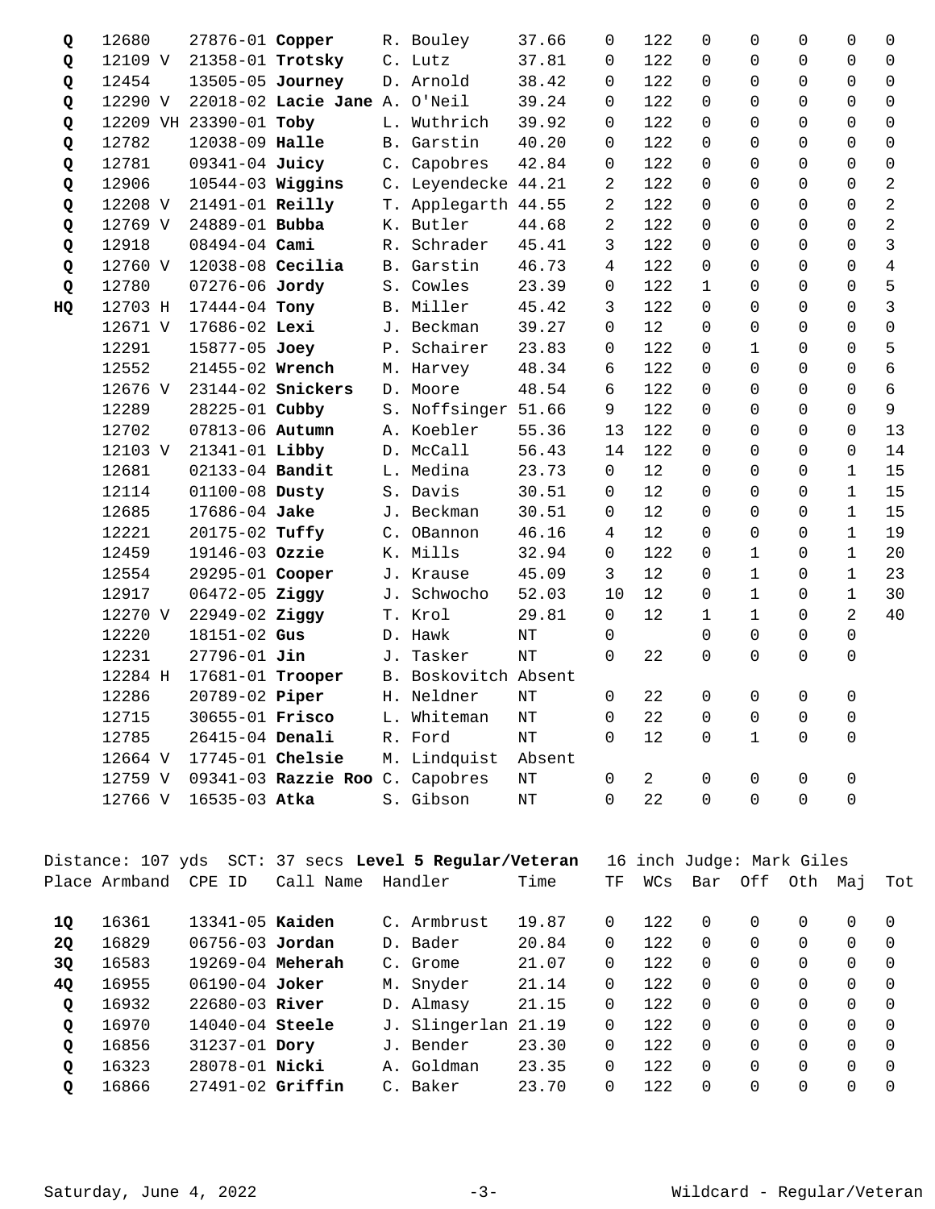| Place | Armband | CPE ID | Call Name | Handler | Time | TF | WCs | Bar | Off | Oth | Maj | Tot |
|---|---|---|---|---|---|---|---|---|---|---|---|---|
| **Q** | 12680 | 27876-01 | **Copper** | R. Bouley | 37.66 | 0 | 122 | 0 | 0 | 0 | 0 | 0 |
| **Q** | 12109 V | 21358-01 | **Trotsky** | C. Lutz | 37.81 | 0 | 122 | 0 | 0 | 0 | 0 | 0 |
| **Q** | 12454 | 13505-05 | **Journey** | D. Arnold | 38.42 | 0 | 122 | 0 | 0 | 0 | 0 | 0 |
| **Q** | 12290 V | 22018-02 | **Lacie Jane** | A. O'Neil | 39.24 | 0 | 122 | 0 | 0 | 0 | 0 | 0 |
| **Q** | 12209 VH | 23390-01 | **Toby** | L. Wuthrich | 39.92 | 0 | 122 | 0 | 0 | 0 | 0 | 0 |
| **Q** | 12782 | 12038-09 | **Halle** | B. Garstin | 40.20 | 0 | 122 | 0 | 0 | 0 | 0 | 0 |
| **Q** | 12781 | 09341-04 | **Juicy** | C. Capobres | 42.84 | 0 | 122 | 0 | 0 | 0 | 0 | 0 |
| **Q** | 12906 | 10544-03 | **Wiggins** | C. Leyendecke | 44.21 | 2 | 122 | 0 | 0 | 0 | 0 | 2 |
| **Q** | 12208 V | 21491-01 | **Reilly** | T. Applegarth | 44.55 | 2 | 122 | 0 | 0 | 0 | 0 | 2 |
| **Q** | 12769 V | 24889-01 | **Bubba** | K. Butler | 44.68 | 2 | 122 | 0 | 0 | 0 | 0 | 2 |
| **Q** | 12918 | 08494-04 | **Cami** | R. Schrader | 45.41 | 3 | 122 | 0 | 0 | 0 | 0 | 3 |
| **Q** | 12760 V | 12038-08 | **Cecilia** | B. Garstin | 46.73 | 4 | 122 | 0 | 0 | 0 | 0 | 4 |
| **Q** | 12780 | 07276-06 | **Jordy** | S. Cowles | 23.39 | 0 | 122 | 1 | 0 | 0 | 0 | 5 |
| **HQ** | 12703 H | 17444-04 | **Tony** | B. Miller | 45.42 | 3 | 122 | 0 | 0 | 0 | 0 | 3 |
| | 12671 V | 17686-02 | **Lexi** | J. Beckman | 39.27 | 0 | 12 | 0 | 0 | 0 | 0 | 0 |
| | 12291 | 15877-05 | **Joey** | P. Schairer | 23.83 | 0 | 122 | 0 | 1 | 0 | 0 | 5 |
| | 12552 | 21455-02 | **Wrench** | M. Harvey | 48.34 | 6 | 122 | 0 | 0 | 0 | 0 | 6 |
| | 12676 V | 23144-02 | **Snickers** | D. Moore | 48.54 | 6 | 122 | 0 | 0 | 0 | 0 | 6 |
| | 12289 | 28225-01 | **Cubby** | S. Noffsinger | 51.66 | 9 | 122 | 0 | 0 | 0 | 0 | 9 |
| | 12702 | 07813-06 | **Autumn** | A. Koebler | 55.36 | 13 | 122 | 0 | 0 | 0 | 0 | 13 |
| | 12103 V | 21341-01 | **Libby** | D. McCall | 56.43 | 14 | 122 | 0 | 0 | 0 | 0 | 14 |
| | 12681 | 02133-04 | **Bandit** | L. Medina | 23.73 | 0 | 12 | 0 | 0 | 0 | 1 | 15 |
| | 12114 | 01100-08 | **Dusty** | S. Davis | 30.51 | 0 | 12 | 0 | 0 | 0 | 1 | 15 |
| | 12685 | 17686-04 | **Jake** | J. Beckman | 30.51 | 0 | 12 | 0 | 0 | 0 | 1 | 15 |
| | 12221 | 20175-02 | **Tuffy** | C. OBannon | 46.16 | 4 | 12 | 0 | 0 | 0 | 1 | 19 |
| | 12459 | 19146-03 | **Ozzie** | K. Mills | 32.94 | 0 | 122 | 0 | 1 | 0 | 1 | 20 |
| | 12554 | 29295-01 | **Cooper** | J. Krause | 45.09 | 3 | 12 | 0 | 1 | 0 | 1 | 23 |
| | 12917 | 06472-05 | **Ziggy** | J. Schwocho | 52.03 | 10 | 12 | 0 | 1 | 0 | 1 | 30 |
| | 12270 V | 22949-02 | **Ziggy** | T. Krol | 29.81 | 0 | 12 | 1 | 1 | 0 | 2 | 40 |
| | 12220 | 18151-02 | **Gus** | D. Hawk | NT | 0 | | 0 | 0 | 0 | 0 | |
| | 12231 | 27796-01 | **Jin** | J. Tasker | NT | 0 | 22 | 0 | 0 | 0 | 0 | |
| | 12284 H | 17681-01 | **Trooper** | B. Boskovitch | Absent | | | | | | | |
| | 12286 | 20789-02 | **Piper** | H. Neldner | NT | 0 | 22 | 0 | 0 | 0 | 0 | |
| | 12715 | 30655-01 | **Frisco** | L. Whiteman | NT | 0 | 22 | 0 | 0 | 0 | 0 | |
| | 12785 | 26415-04 | **Denali** | R. Ford | NT | 0 | 12 | 0 | 1 | 0 | 0 | |
| | 12664 V | 17745-01 | **Chelsie** | M. Lindquist | Absent | | | | | | | |
| | 12759 V | 09341-03 | **Razzie Roo** | C. Capobres | NT | 0 | 2 | 0 | 0 | 0 | 0 | |
| | 12766 V | 16535-03 | **Atka** | S. Gibson | NT | 0 | 22 | 0 | 0 | 0 | 0 | |

Distance: 107 yds SCT: 37 secs **Level 5 Regular/Veteran** 16 inch Judge: Mark Giles

| Place | Armband | CPE ID | Call Name | Handler | Time | TF | WCs | Bar | Off | Oth | Maj | Tot |
|---|---|---|---|---|---|---|---|---|---|---|---|---|
| **1Q** | 16361 | 13341-05 | **Kaiden** | C. Armbrust | 19.87 | 0 | 122 | 0 | 0 | 0 | 0 | 0 |
| **2Q** | 16829 | 06756-03 | **Jordan** | D. Bader | 20.84 | 0 | 122 | 0 | 0 | 0 | 0 | 0 |
| **3Q** | 16583 | 19269-04 | **Meherah** | C. Grome | 21.07 | 0 | 122 | 0 | 0 | 0 | 0 | 0 |
| **4Q** | 16955 | 06190-04 | **Joker** | M. Snyder | 21.14 | 0 | 122 | 0 | 0 | 0 | 0 | 0 |
| **Q** | 16932 | 22680-03 | **River** | D. Almasy | 21.15 | 0 | 122 | 0 | 0 | 0 | 0 | 0 |
| **Q** | 16970 | 14040-04 | **Steele** | J. Slingerlan | 21.19 | 0 | 122 | 0 | 0 | 0 | 0 | 0 |
| **Q** | 16856 | 31237-01 | **Dory** | J. Bender | 23.30 | 0 | 122 | 0 | 0 | 0 | 0 | 0 |
| **Q** | 16323 | 28078-01 | **Nicki** | A. Goldman | 23.35 | 0 | 122 | 0 | 0 | 0 | 0 | 0 |
| **Q** | 16866 | 27491-02 | **Griffin** | C. Baker | 23.70 | 0 | 122 | 0 | 0 | 0 | 0 | 0 |

Saturday, June 4, 2022 Wildcard - Regular/Veteran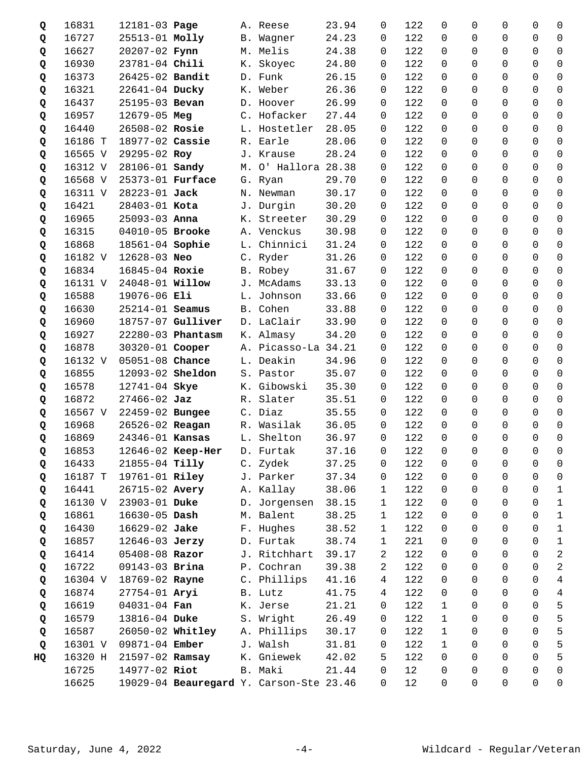| | | | | | | | | | | | | | |
|---|---|---|---|---|---|---|---|---|---|---|---|---|---|
| Q | 16831 | 12181-03 | **Page** | A. Reese | 23.94 | 0 | 122 | 0 | 0 | 0 | 0 | 0 |
| Q | 16727 | 25513-01 | **Molly** | B. Wagner | 24.23 | 0 | 122 | 0 | 0 | 0 | 0 | 0 |
| Q | 16627 | 20207-02 | **Fynn** | M. Melis | 24.38 | 0 | 122 | 0 | 0 | 0 | 0 | 0 |
| Q | 16930 | 23781-04 | **Chili** | K. Skoyec | 24.80 | 0 | 122 | 0 | 0 | 0 | 0 | 0 |
| Q | 16373 | 26425-02 | **Bandit** | D. Funk | 26.15 | 0 | 122 | 0 | 0 | 0 | 0 | 0 |
| Q | 16321 | 22641-04 | **Ducky** | K. Weber | 26.36 | 0 | 122 | 0 | 0 | 0 | 0 | 0 |
| Q | 16437 | 25195-03 | **Bevan** | D. Hoover | 26.99 | 0 | 122 | 0 | 0 | 0 | 0 | 0 |
| Q | 16957 | 12679-05 | **Meg** | C. Hofacker | 27.44 | 0 | 122 | 0 | 0 | 0 | 0 | 0 |
| Q | 16440 | 26508-02 | **Rosie** | L. Hostetler | 28.05 | 0 | 122 | 0 | 0 | 0 | 0 | 0 |
| Q | 16186 T | 18977-02 | **Cassie** | R. Earle | 28.06 | 0 | 122 | 0 | 0 | 0 | 0 | 0 |
| Q | 16565 V | 29295-02 | **Roy** | J. Krause | 28.24 | 0 | 122 | 0 | 0 | 0 | 0 | 0 |
| Q | 16312 V | 28106-01 | **Sandy** | M. O' Hallora | 28.38 | 0 | 122 | 0 | 0 | 0 | 0 | 0 |
| Q | 16568 V | 25373-01 | **Furface** | G. Ryan | 29.70 | 0 | 122 | 0 | 0 | 0 | 0 | 0 |
| Q | 16311 V | 28223-01 | **Jack** | N. Newman | 30.17 | 0 | 122 | 0 | 0 | 0 | 0 | 0 |
| Q | 16421 | 28403-01 | **Kota** | J. Durgin | 30.20 | 0 | 122 | 0 | 0 | 0 | 0 | 0 |
| Q | 16965 | 25093-03 | **Anna** | K. Streeter | 30.29 | 0 | 122 | 0 | 0 | 0 | 0 | 0 |
| Q | 16315 | 04010-05 | **Brooke** | A. Venckus | 30.98 | 0 | 122 | 0 | 0 | 0 | 0 | 0 |
| Q | 16868 | 18561-04 | **Sophie** | L. Chinnici | 31.24 | 0 | 122 | 0 | 0 | 0 | 0 | 0 |
| Q | 16182 V | 12628-03 | **Neo** | C. Ryder | 31.26 | 0 | 122 | 0 | 0 | 0 | 0 | 0 |
| Q | 16834 | 16845-04 | **Roxie** | B. Robey | 31.67 | 0 | 122 | 0 | 0 | 0 | 0 | 0 |
| Q | 16131 V | 24048-01 | **Willow** | J. McAdams | 33.13 | 0 | 122 | 0 | 0 | 0 | 0 | 0 |
| Q | 16588 | 19076-06 | **Eli** | L. Johnson | 33.66 | 0 | 122 | 0 | 0 | 0 | 0 | 0 |
| Q | 16630 | 25214-01 | **Seamus** | B. Cohen | 33.88 | 0 | 122 | 0 | 0 | 0 | 0 | 0 |
| Q | 16960 | 18757-07 | **Gulliver** | D. LaClair | 33.90 | 0 | 122 | 0 | 0 | 0 | 0 | 0 |
| Q | 16927 | 22280-03 | **Phantasm** | K. Almasy | 34.20 | 0 | 122 | 0 | 0 | 0 | 0 | 0 |
| Q | 16878 | 30320-01 | **Cooper** | A. Picasso-La | 34.21 | 0 | 122 | 0 | 0 | 0 | 0 | 0 |
| Q | 16132 V | 05051-08 | **Chance** | L. Deakin | 34.96 | 0 | 122 | 0 | 0 | 0 | 0 | 0 |
| Q | 16855 | 12093-02 | **Sheldon** | S. Pastor | 35.07 | 0 | 122 | 0 | 0 | 0 | 0 | 0 |
| Q | 16578 | 12741-04 | **Skye** | K. Gibowski | 35.30 | 0 | 122 | 0 | 0 | 0 | 0 | 0 |
| Q | 16872 | 27466-02 | **Jaz** | R. Slater | 35.51 | 0 | 122 | 0 | 0 | 0 | 0 | 0 |
| Q | 16567 V | 22459-02 | **Bungee** | C. Diaz | 35.55 | 0 | 122 | 0 | 0 | 0 | 0 | 0 |
| Q | 16968 | 26526-02 | **Reagan** | R. Wasilak | 36.05 | 0 | 122 | 0 | 0 | 0 | 0 | 0 |
| Q | 16869 | 24346-01 | **Kansas** | L. Shelton | 36.97 | 0 | 122 | 0 | 0 | 0 | 0 | 0 |
| Q | 16853 | 12646-02 | **Keep-Her** | D. Furtak | 37.16 | 0 | 122 | 0 | 0 | 0 | 0 | 0 |
| Q | 16433 | 21855-04 | **Tilly** | C. Zydek | 37.25 | 0 | 122 | 0 | 0 | 0 | 0 | 0 |
| Q | 16187 T | 19761-01 | **Riley** | J. Parker | 37.34 | 0 | 122 | 0 | 0 | 0 | 0 | 0 |
| Q | 16441 | 26715-02 | **Avery** | A. Kallay | 38.06 | 1 | 122 | 0 | 0 | 0 | 0 | 1 |
| Q | 16130 V | 23903-01 | **Duke** | D. Jorgensen | 38.15 | 1 | 122 | 0 | 0 | 0 | 0 | 1 |
| Q | 16861 | 16630-05 | **Dash** | M. Balent | 38.25 | 1 | 122 | 0 | 0 | 0 | 0 | 1 |
| Q | 16430 | 16629-02 | **Jake** | F. Hughes | 38.52 | 1 | 122 | 0 | 0 | 0 | 0 | 1 |
| Q | 16857 | 12646-03 | **Jerzy** | D. Furtak | 38.74 | 1 | 221 | 0 | 0 | 0 | 0 | 1 |
| Q | 16414 | 05408-08 | **Razor** | J. Ritchhart | 39.17 | 2 | 122 | 0 | 0 | 0 | 0 | 2 |
| Q | 16722 | 09143-03 | **Brina** | P. Cochran | 39.38 | 2 | 122 | 0 | 0 | 0 | 0 | 2 |
| Q | 16304 V | 18769-02 | **Rayne** | C. Phillips | 41.16 | 4 | 122 | 0 | 0 | 0 | 0 | 4 |
| Q | 16874 | 27754-01 | **Aryi** | B. Lutz | 41.75 | 4 | 122 | 0 | 0 | 0 | 0 | 4 |
| Q | 16619 | 04031-04 | **Fan** | K. Jerse | 21.21 | 0 | 122 | 1 | 0 | 0 | 0 | 5 |
| Q | 16579 | 13816-04 | **Duke** | S. Wright | 26.49 | 0 | 122 | 1 | 0 | 0 | 0 | 5 |
| Q | 16587 | 26050-02 | **Whitley** | A. Phillips | 30.17 | 0 | 122 | 1 | 0 | 0 | 0 | 5 |
| Q | 16301 V | 09871-04 | **Ember** | J. Walsh | 31.81 | 0 | 122 | 1 | 0 | 0 | 0 | 5 |
| HQ | 16320 H | 21597-02 | **Ramsay** | K. Gniewek | 42.02 | 5 | 122 | 0 | 0 | 0 | 0 | 5 |
| | 16725 | 14977-02 | **Riot** | B. Maki | 21.44 | 0 | 12 | 0 | 0 | 0 | 0 | 0 |
| | 16625 | 19029-04 | **Beauregard** | Y. Carson-Ste | 23.46 | 0 | 12 | 0 | 0 | 0 | 0 | 0 |

Saturday, June 4, 2022 Wildcard - Regular/Veteran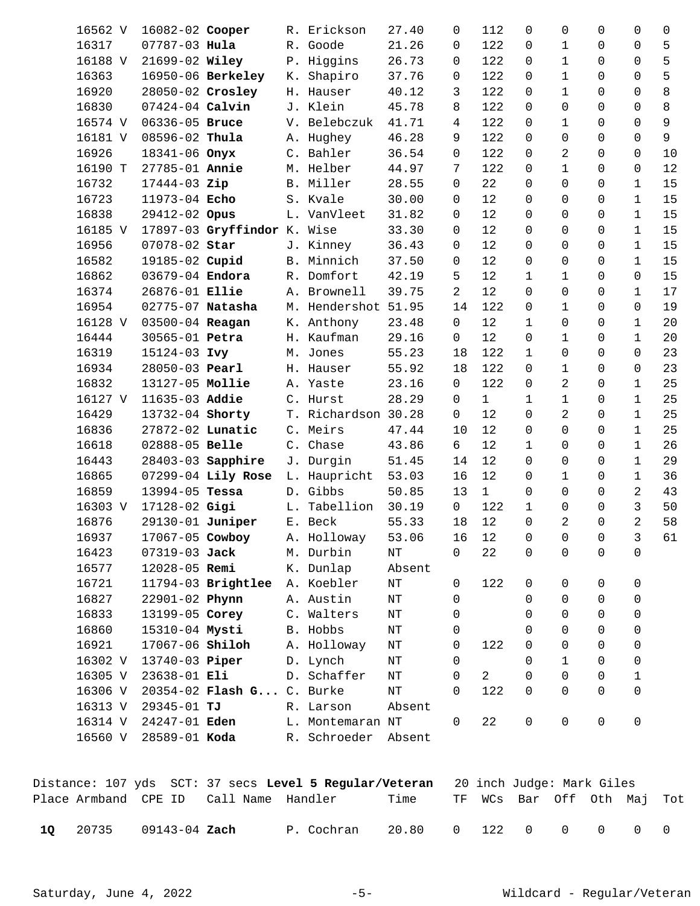| Place | Armband | CPE ID | Call Name | Handler | Time | TF | WCs | Bar | Off | Oth | Maj | Tot |
|---|---|---|---|---|---|---|---|---|---|---|---|---|
| | 16562 V | 16082-02 | **Cooper** | R. Erickson | 27.40 | 0 | 112 | 0 | 0 | 0 | 0 | 0 |
| | 16317 | 07787-03 | **Hula** | R. Goode | 21.26 | 0 | 122 | 0 | 1 | 0 | 0 | 5 |
| | 16188 V | 21699-02 | **Wiley** | P. Higgins | 26.73 | 0 | 122 | 0 | 1 | 0 | 0 | 5 |
| | 16363 | 16950-06 | **Berkeley** | K. Shapiro | 37.76 | 0 | 122 | 0 | 1 | 0 | 0 | 5 |
| | 16920 | 28050-02 | **Crosley** | H. Hauser | 40.12 | 3 | 122 | 0 | 1 | 0 | 0 | 8 |
| | 16830 | 07424-04 | **Calvin** | J. Klein | 45.78 | 8 | 122 | 0 | 0 | 0 | 0 | 8 |
| | 16574 V | 06336-05 | **Bruce** | V. Belebczuk | 41.71 | 4 | 122 | 0 | 1 | 0 | 0 | 9 |
| | 16181 V | 08596-02 | **Thula** | A. Hughey | 46.28 | 9 | 122 | 0 | 0 | 0 | 0 | 9 |
| | 16926 | 18341-06 | **Onyx** | C. Bahler | 36.54 | 0 | 122 | 0 | 2 | 0 | 0 | 10 |
| | 16190 T | 27785-01 | **Annie** | M. Helber | 44.97 | 7 | 122 | 0 | 1 | 0 | 0 | 12 |
| | 16732 | 17444-03 | **Zip** | B. Miller | 28.55 | 0 | 22 | 0 | 0 | 0 | 1 | 15 |
| | 16723 | 11973-04 | **Echo** | S. Kvale | 30.00 | 0 | 12 | 0 | 0 | 0 | 1 | 15 |
| | 16838 | 29412-02 | **Opus** | L. VanVleet | 31.82 | 0 | 12 | 0 | 0 | 0 | 1 | 15 |
| | 16185 V | 17897-03 | **Gryffindor** | K. Wise | 33.30 | 0 | 12 | 0 | 0 | 0 | 1 | 15 |
| | 16956 | 07078-02 | **Star** | J. Kinney | 36.43 | 0 | 12 | 0 | 0 | 0 | 1 | 15 |
| | 16582 | 19185-02 | **Cupid** | B. Minnich | 37.50 | 0 | 12 | 0 | 0 | 0 | 1 | 15 |
| | 16862 | 03679-04 | **Endora** | R. Domfort | 42.19 | 5 | 12 | 1 | 1 | 0 | 0 | 15 |
| | 16374 | 26876-01 | **Ellie** | A. Brownell | 39.75 | 2 | 12 | 0 | 0 | 0 | 1 | 17 |
| | 16954 | 02775-07 | **Natasha** | M. Hendershot | 51.95 | 14 | 122 | 0 | 1 | 0 | 0 | 19 |
| | 16128 V | 03500-04 | **Reagan** | K. Anthony | 23.48 | 0 | 12 | 1 | 0 | 0 | 1 | 20 |
| | 16444 | 30565-01 | **Petra** | H. Kaufman | 29.16 | 0 | 12 | 0 | 1 | 0 | 1 | 20 |
| | 16319 | 15124-03 | **Ivy** | M. Jones | 55.23 | 18 | 122 | 1 | 0 | 0 | 0 | 23 |
| | 16934 | 28050-03 | **Pearl** | H. Hauser | 55.92 | 18 | 122 | 0 | 1 | 0 | 0 | 23 |
| | 16832 | 13127-05 | **Mollie** | A. Yaste | 23.16 | 0 | 122 | 0 | 2 | 0 | 1 | 25 |
| | 16127 V | 11635-03 | **Addie** | C. Hurst | 28.29 | 0 | 1 | 1 | 1 | 0 | 1 | 25 |
| | 16429 | 13732-04 | **Shorty** | T. Richardson | 30.28 | 0 | 12 | 0 | 2 | 0 | 1 | 25 |
| | 16836 | 27872-02 | **Lunatic** | C. Meirs | 47.44 | 10 | 12 | 0 | 0 | 0 | 1 | 25 |
| | 16618 | 02888-05 | **Belle** | C. Chase | 43.86 | 6 | 12 | 1 | 0 | 0 | 1 | 26 |
| | 16443 | 28403-03 | **Sapphire** | J. Durgin | 51.45 | 14 | 12 | 0 | 0 | 0 | 1 | 29 |
| | 16865 | 07299-04 | **Lily Rose** | L. Haupricht | 53.03 | 16 | 12 | 0 | 1 | 0 | 1 | 36 |
| | 16859 | 13994-05 | **Tessa** | D. Gibbs | 50.85 | 13 | 1 | 0 | 0 | 0 | 2 | 43 |
| | 16303 V | 17128-02 | **Gigi** | L. Tabellion | 30.19 | 0 | 122 | 1 | 0 | 0 | 3 | 50 |
| | 16876 | 29130-01 | **Juniper** | E. Beck | 55.33 | 18 | 12 | 0 | 2 | 0 | 2 | 58 |
| | 16937 | 17067-05 | **Cowboy** | A. Holloway | 53.06 | 16 | 12 | 0 | 0 | 0 | 3 | 61 |
| | 16423 | 07319-03 | **Jack** | M. Durbin | NT | 0 | 22 | 0 | 0 | 0 | 0 | |
| | 16577 | 12028-05 | **Remi** | K. Dunlap | Absent | | | | | | | |
| | 16721 | 11794-03 | **Brightlee** | A. Koebler | NT | 0 | 122 | 0 | 0 | 0 | 0 | |
| | 16827 | 22901-02 | **Phynn** | A. Austin | NT | 0 | | 0 | 0 | 0 | 0 | |
| | 16833 | 13199-05 | **Corey** | C. Walters | NT | 0 | | 0 | 0 | 0 | 0 | |
| | 16860 | 15310-04 | **Mysti** | B. Hobbs | NT | 0 | | 0 | 0 | 0 | 0 | |
| | 16921 | 17067-06 | **Shiloh** | A. Holloway | NT | 0 | 122 | 0 | 0 | 0 | 0 | |
| | 16302 V | 13740-03 | **Piper** | D. Lynch | NT | 0 | | 0 | 1 | 0 | 0 | |
| | 16305 V | 23638-01 | **Eli** | D. Schaffer | NT | 0 | 2 | 0 | 0 | 0 | 1 | |
| | 16306 V | 20354-02 | **Flash G...** | C. Burke | NT | 0 | 122 | 0 | 0 | 0 | 0 | |
| | 16313 V | 29345-01 | **TJ** | R. Larson | Absent | | | | | | | |
| | 16314 V | 24247-01 | **Eden** | L. Montemaran | NT | 0 | 22 | 0 | 0 | 0 | 0 | |
| | 16560 V | 28589-01 | **Koda** | R. Schroeder | Absent | | | | | | | |

Distance: 107 yds SCT: 37 secs **Level 5 Regular/Veteran** 20 inch Judge: Mark Giles

| Place | Armband | CPE ID | Call Name | Handler | Time | TF | WCs | Bar | Off | Oth | Maj | Tot |
|---|---|---|---|---|---|---|---|---|---|---|---|---|
| **1Q** | 20735 | 09143-04 | **Zach** | P. Cochran | 20.80 | 0 | 122 | 0 | 0 | 0 | 0 | 0 |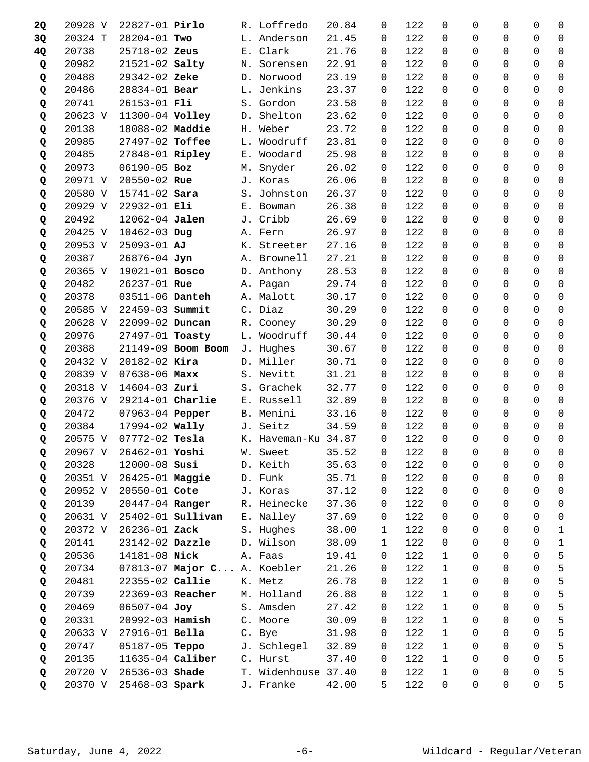| | | | | | | | | | | | | | |
|---|---|---|---|---|---|---|---|---|---|---|---|---|---|
| **2Q** | 20928 V | 22827-01 | **Pirlo** | R. Loffredo | 20.84 | 0 | 122 | 0 | 0 | 0 | 0 | 0 |
| **3Q** | 20324 T | 28204-01 | **Two** | L. Anderson | 21.45 | 0 | 122 | 0 | 0 | 0 | 0 | 0 |
| **4Q** | 20738 | 25718-02 | **Zeus** | E. Clark | 21.76 | 0 | 122 | 0 | 0 | 0 | 0 | 0 |
| **Q** | 20982 | 21521-02 | **Salty** | N. Sorensen | 22.91 | 0 | 122 | 0 | 0 | 0 | 0 | 0 |
| **Q** | 20488 | 29342-02 | **Zeke** | D. Norwood | 23.19 | 0 | 122 | 0 | 0 | 0 | 0 | 0 |
| **Q** | 20486 | 28834-01 | **Bear** | L. Jenkins | 23.37 | 0 | 122 | 0 | 0 | 0 | 0 | 0 |
| **Q** | 20741 | 26153-01 | **Fli** | S. Gordon | 23.58 | 0 | 122 | 0 | 0 | 0 | 0 | 0 |
| **Q** | 20623 V | 11300-04 | **Volley** | D. Shelton | 23.62 | 0 | 122 | 0 | 0 | 0 | 0 | 0 |
| **Q** | 20138 | 18088-02 | **Maddie** | H. Weber | 23.72 | 0 | 122 | 0 | 0 | 0 | 0 | 0 |
| **Q** | 20985 | 27497-02 | **Toffee** | L. Woodruff | 23.81 | 0 | 122 | 0 | 0 | 0 | 0 | 0 |
| **Q** | 20485 | 27848-01 | **Ripley** | E. Woodard | 25.98 | 0 | 122 | 0 | 0 | 0 | 0 | 0 |
| **Q** | 20973 | 06190-05 | **Boz** | M. Snyder | 26.02 | 0 | 122 | 0 | 0 | 0 | 0 | 0 |
| **Q** | 20971 V | 20550-02 | **Rue** | J. Koras | 26.06 | 0 | 122 | 0 | 0 | 0 | 0 | 0 |
| **Q** | 20580 V | 15741-02 | **Sara** | S. Johnston | 26.37 | 0 | 122 | 0 | 0 | 0 | 0 | 0 |
| **Q** | 20929 V | 22932-01 | **Eli** | E. Bowman | 26.38 | 0 | 122 | 0 | 0 | 0 | 0 | 0 |
| **Q** | 20492 | 12062-04 | **Jalen** | J. Cribb | 26.69 | 0 | 122 | 0 | 0 | 0 | 0 | 0 |
| **Q** | 20425 V | 10462-03 | **Dug** | A. Fern | 26.97 | 0 | 122 | 0 | 0 | 0 | 0 | 0 |
| **Q** | 20953 V | 25093-01 | **AJ** | K. Streeter | 27.16 | 0 | 122 | 0 | 0 | 0 | 0 | 0 |
| **Q** | 20387 | 26876-04 | **Jyn** | A. Brownell | 27.21 | 0 | 122 | 0 | 0 | 0 | 0 | 0 |
| **Q** | 20365 V | 19021-01 | **Bosco** | D. Anthony | 28.53 | 0 | 122 | 0 | 0 | 0 | 0 | 0 |
| **Q** | 20482 | 26237-01 | **Rue** | A. Pagan | 29.74 | 0 | 122 | 0 | 0 | 0 | 0 | 0 |
| **Q** | 20378 | 03511-06 | **Danteh** | A. Malott | 30.17 | 0 | 122 | 0 | 0 | 0 | 0 | 0 |
| **Q** | 20585 V | 22459-03 | **Summit** | C. Diaz | 30.29 | 0 | 122 | 0 | 0 | 0 | 0 | 0 |
| **Q** | 20628 V | 22099-02 | **Duncan** | R. Cooney | 30.29 | 0 | 122 | 0 | 0 | 0 | 0 | 0 |
| **Q** | 20976 | 27497-01 | **Toasty** | L. Woodruff | 30.44 | 0 | 122 | 0 | 0 | 0 | 0 | 0 |
| **Q** | 20388 | 21149-09 | **Boom Boom** | J. Hughes | 30.67 | 0 | 122 | 0 | 0 | 0 | 0 | 0 |
| **Q** | 20432 V | 20182-02 | **Kira** | D. Miller | 30.71 | 0 | 122 | 0 | 0 | 0 | 0 | 0 |
| **Q** | 20839 V | 07638-06 | **Maxx** | S. Nevitt | 31.21 | 0 | 122 | 0 | 0 | 0 | 0 | 0 |
| **Q** | 20318 V | 14604-03 | **Zuri** | S. Grachek | 32.77 | 0 | 122 | 0 | 0 | 0 | 0 | 0 |
| **Q** | 20376 V | 29214-01 | **Charlie** | E. Russell | 32.89 | 0 | 122 | 0 | 0 | 0 | 0 | 0 |
| **Q** | 20472 | 07963-04 | **Pepper** | B. Menini | 33.16 | 0 | 122 | 0 | 0 | 0 | 0 | 0 |
| **Q** | 20384 | 17994-02 | **Wally** | J. Seitz | 34.59 | 0 | 122 | 0 | 0 | 0 | 0 | 0 |
| **Q** | 20575 V | 07772-02 | **Tesla** | K. Haveman-Ku | 34.87 | 0 | 122 | 0 | 0 | 0 | 0 | 0 |
| **Q** | 20967 V | 26462-01 | **Yoshi** | W. Sweet | 35.52 | 0 | 122 | 0 | 0 | 0 | 0 | 0 |
| **Q** | 20328 | 12000-08 | **Susi** | D. Keith | 35.63 | 0 | 122 | 0 | 0 | 0 | 0 | 0 |
| **Q** | 20351 V | 26425-01 | **Maggie** | D. Funk | 35.71 | 0 | 122 | 0 | 0 | 0 | 0 | 0 |
| **Q** | 20952 V | 20550-01 | **Cote** | J. Koras | 37.12 | 0 | 122 | 0 | 0 | 0 | 0 | 0 |
| **Q** | 20139 | 20447-04 | **Ranger** | R. Heinecke | 37.36 | 0 | 122 | 0 | 0 | 0 | 0 | 0 |
| **Q** | 20631 V | 25402-01 | **Sullivan** | E. Nalley | 37.69 | 0 | 122 | 0 | 0 | 0 | 0 | 0 |
| **Q** | 20372 V | 26236-01 | **Zack** | S. Hughes | 38.00 | 1 | 122 | 0 | 0 | 0 | 0 | 1 |
| **Q** | 20141 | 23142-02 | **Dazzle** | D. Wilson | 38.09 | 1 | 122 | 0 | 0 | 0 | 0 | 1 |
| **Q** | 20536 | 14181-08 | **Nick** | A. Faas | 19.41 | 0 | 122 | 1 | 0 | 0 | 0 | 5 |
| **Q** | 20734 | 07813-07 | **Major C...** | A. Koebler | 21.26 | 0 | 122 | 1 | 0 | 0 | 0 | 5 |
| **Q** | 20481 | 22355-02 | **Callie** | K. Metz | 26.78 | 0 | 122 | 1 | 0 | 0 | 0 | 5 |
| **Q** | 20739 | 22369-03 | **Reacher** | M. Holland | 26.88 | 0 | 122 | 1 | 0 | 0 | 0 | 5 |
| **Q** | 20469 | 06507-04 | **Joy** | S. Amsden | 27.42 | 0 | 122 | 1 | 0 | 0 | 0 | 5 |
| **Q** | 20331 | 20992-03 | **Hamish** | C. Moore | 30.09 | 0 | 122 | 1 | 0 | 0 | 0 | 5 |
| **Q** | 20633 V | 27916-01 | **Bella** | C. Bye | 31.98 | 0 | 122 | 1 | 0 | 0 | 0 | 5 |
| **Q** | 20747 | 05187-05 | **Teppo** | J. Schlegel | 32.89 | 0 | 122 | 1 | 0 | 0 | 0 | 5 |
| **Q** | 20135 | 11635-04 | **Caliber** | C. Hurst | 37.40 | 0 | 122 | 1 | 0 | 0 | 0 | 5 |
| **Q** | 20720 V | 26536-03 | **Shade** | T. Widenhouse | 37.40 | 0 | 122 | 1 | 0 | 0 | 0 | 5 |
| **Q** | 20370 V | 25468-03 | **Spark** | J. Franke | 42.00 | 5 | 122 | 0 | 0 | 0 | 0 | 5 |

Saturday, June 4, 2022 Wildcard - Regular/Veteran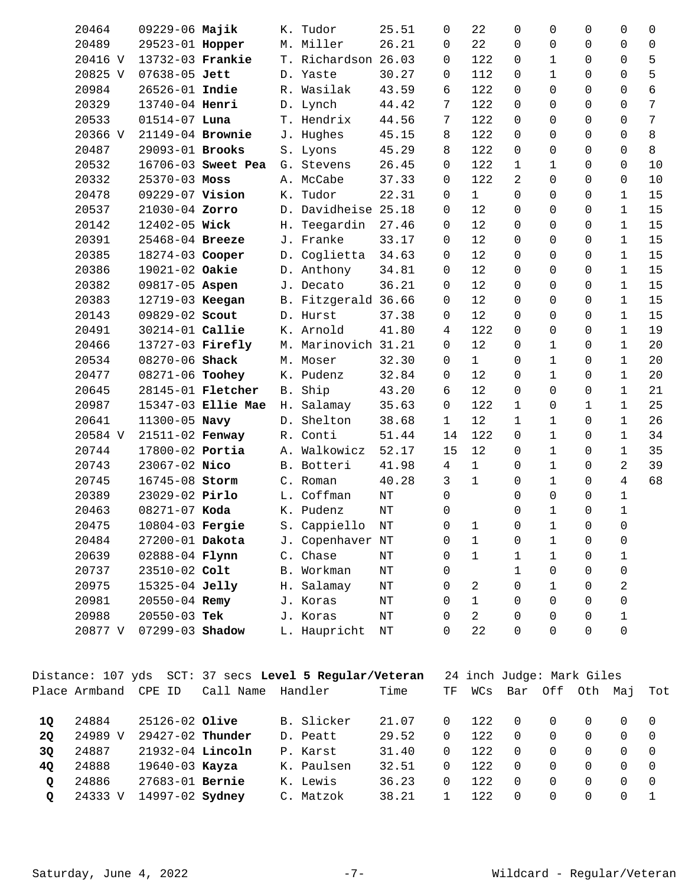| Place | Armband | CPE ID | Call Name | Handler | Time | TF | WCs | Bar | Off | Oth | Maj | Tot |
|---|---|---|---|---|---|---|---|---|---|---|---|---|
| | 20464 | 09229-06 | **Majik** | K. Tudor | 25.51 | 0 | 22 | 0 | 0 | 0 | 0 | 0 |
| | 20489 | 29523-01 | **Hopper** | M. Miller | 26.21 | 0 | 22 | 0 | 0 | 0 | 0 | 0 |
| | 20416 V | 13732-03 | **Frankie** | T. Richardson | 26.03 | 0 | 122 | 0 | 1 | 0 | 0 | 5 |
| | 20825 V | 07638-05 | **Jett** | D. Yaste | 30.27 | 0 | 112 | 0 | 1 | 0 | 0 | 5 |
| | 20984 | 26526-01 | **Indie** | R. Wasilak | 43.59 | 6 | 122 | 0 | 0 | 0 | 0 | 6 |
| | 20329 | 13740-04 | **Henri** | D. Lynch | 44.42 | 7 | 122 | 0 | 0 | 0 | 0 | 7 |
| | 20533 | 01514-07 | **Luna** | T. Hendrix | 44.56 | 7 | 122 | 0 | 0 | 0 | 0 | 7 |
| | 20366 V | 21149-04 | **Brownie** | J. Hughes | 45.15 | 8 | 122 | 0 | 0 | 0 | 0 | 8 |
| | 20487 | 29093-01 | **Brooks** | S. Lyons | 45.29 | 8 | 122 | 0 | 0 | 0 | 0 | 8 |
| | 20532 | 16706-03 | **Sweet Pea** | G. Stevens | 26.45 | 0 | 122 | 1 | 1 | 0 | 0 | 10 |
| | 20332 | 25370-03 | **Moss** | A. McCabe | 37.33 | 0 | 122 | 2 | 0 | 0 | 0 | 10 |
| | 20478 | 09229-07 | **Vision** | K. Tudor | 22.31 | 0 | 1 | 0 | 0 | 0 | 1 | 15 |
| | 20537 | 21030-04 | **Zorro** | D. Davidheise | 25.18 | 0 | 12 | 0 | 0 | 0 | 1 | 15 |
| | 20142 | 12402-05 | **Wick** | H. Teegardin | 27.46 | 0 | 12 | 0 | 0 | 0 | 1 | 15 |
| | 20391 | 25468-04 | **Breeze** | J. Franke | 33.17 | 0 | 12 | 0 | 0 | 0 | 1 | 15 |
| | 20385 | 18274-03 | **Cooper** | D. Coglietta | 34.63 | 0 | 12 | 0 | 0 | 0 | 1 | 15 |
| | 20386 | 19021-02 | **Oakie** | D. Anthony | 34.81 | 0 | 12 | 0 | 0 | 0 | 1 | 15 |
| | 20382 | 09817-05 | **Aspen** | J. Decato | 36.21 | 0 | 12 | 0 | 0 | 0 | 1 | 15 |
| | 20383 | 12719-03 | **Keegan** | B. Fitzgerald | 36.66 | 0 | 12 | 0 | 0 | 0 | 1 | 15 |
| | 20143 | 09829-02 | **Scout** | D. Hurst | 37.38 | 0 | 12 | 0 | 0 | 0 | 1 | 15 |
| | 20491 | 30214-01 | **Callie** | K. Arnold | 41.80 | 4 | 122 | 0 | 0 | 0 | 1 | 19 |
| | 20466 | 13727-03 | **Firefly** | M. Marinovich | 31.21 | 0 | 12 | 0 | 1 | 0 | 1 | 20 |
| | 20534 | 08270-06 | **Shack** | M. Moser | 32.30 | 0 | 1 | 0 | 1 | 0 | 1 | 20 |
| | 20477 | 08271-06 | **Toohey** | K. Pudenz | 32.84 | 0 | 12 | 0 | 1 | 0 | 1 | 20 |
| | 20645 | 28145-01 | **Fletcher** | B. Ship | 43.20 | 6 | 12 | 0 | 0 | 0 | 1 | 21 |
| | 20987 | 15347-03 | **Ellie Mae** | H. Salamay | 35.63 | 0 | 122 | 1 | 0 | 1 | 1 | 25 |
| | 20641 | 11300-05 | **Navy** | D. Shelton | 38.68 | 1 | 12 | 1 | 1 | 0 | 1 | 26 |
| | 20584 V | 21511-02 | **Fenway** | R. Conti | 51.44 | 14 | 122 | 0 | 1 | 0 | 1 | 34 |
| | 20744 | 17800-02 | **Portia** | A. Walkowicz | 52.17 | 15 | 12 | 0 | 1 | 0 | 1 | 35 |
| | 20743 | 23067-02 | **Nico** | B. Botteri | 41.98 | 4 | 1 | 0 | 1 | 0 | 2 | 39 |
| | 20745 | 16745-08 | **Storm** | C. Roman | 40.28 | 3 | 1 | 0 | 1 | 0 | 4 | 68 |
| | 20389 | 23029-02 | **Pirlo** | L. Coffman | NT | 0 | | 0 | 0 | 0 | 1 | |
| | 20463 | 08271-07 | **Koda** | K. Pudenz | NT | 0 | | 0 | 1 | 0 | 1 | |
| | 20475 | 10804-03 | **Fergie** | S. Cappiello | NT | 0 | 1 | 0 | 1 | 0 | 0 | |
| | 20484 | 27200-01 | **Dakota** | J. Copenhaver | NT | 0 | 1 | 0 | 1 | 0 | 0 | |
| | 20639 | 02888-04 | **Flynn** | C. Chase | NT | 0 | 1 | 1 | 1 | 0 | 1 | |
| | 20737 | 23510-02 | **Colt** | B. Workman | NT | 0 | | 1 | 0 | 0 | 0 | |
| | 20975 | 15325-04 | **Jelly** | H. Salamay | NT | 0 | 2 | 0 | 1 | 0 | 2 | |
| | 20981 | 20550-04 | **Remy** | J. Koras | NT | 0 | 1 | 0 | 0 | 0 | 0 | |
| | 20988 | 20550-03 | **Tek** | J. Koras | NT | 0 | 2 | 0 | 0 | 0 | 1 | |
| | 20877 V | 07299-03 | **Shadow** | L. Haupricht | NT | 0 | 22 | 0 | 0 | 0 | 0 | |

Distance: 107 yds SCT: 37 secs **Level 5 Regular/Veteran** 24 inch Judge: Mark Giles

| Place | Armband | CPE ID | Call Name | Handler | Time | TF | WCs | Bar | Off | Oth | Maj | Tot |
|---|---|---|---|---|---|---|---|---|---|---|---|---|
| **1Q** | 24884 | 25126-02 | **Olive** | B. Slicker | 21.07 | 0 | 122 | 0 | 0 | 0 | 0 | 0 |
| **2Q** | 24989 V | 29427-02 | **Thunder** | D. Peatt | 29.52 | 0 | 122 | 0 | 0 | 0 | 0 | 0 |
| **3Q** | 24887 | 21932-04 | **Lincoln** | P. Karst | 31.40 | 0 | 122 | 0 | 0 | 0 | 0 | 0 |
| **4Q** | 24888 | 19640-03 | **Kayza** | K. Paulsen | 32.51 | 0 | 122 | 0 | 0 | 0 | 0 | 0 |
| **Q** | 24886 | 27683-01 | **Bernie** | K. Lewis | 36.23 | 0 | 122 | 0 | 0 | 0 | 0 | 0 |
| **Q** | 24333 V | 14997-02 | **Sydney** | C. Matzok | 38.21 | 1 | 122 | 0 | 0 | 0 | 0 | 1 |

Saturday, June 4, 2022 — Wildcard - Regular/Veteran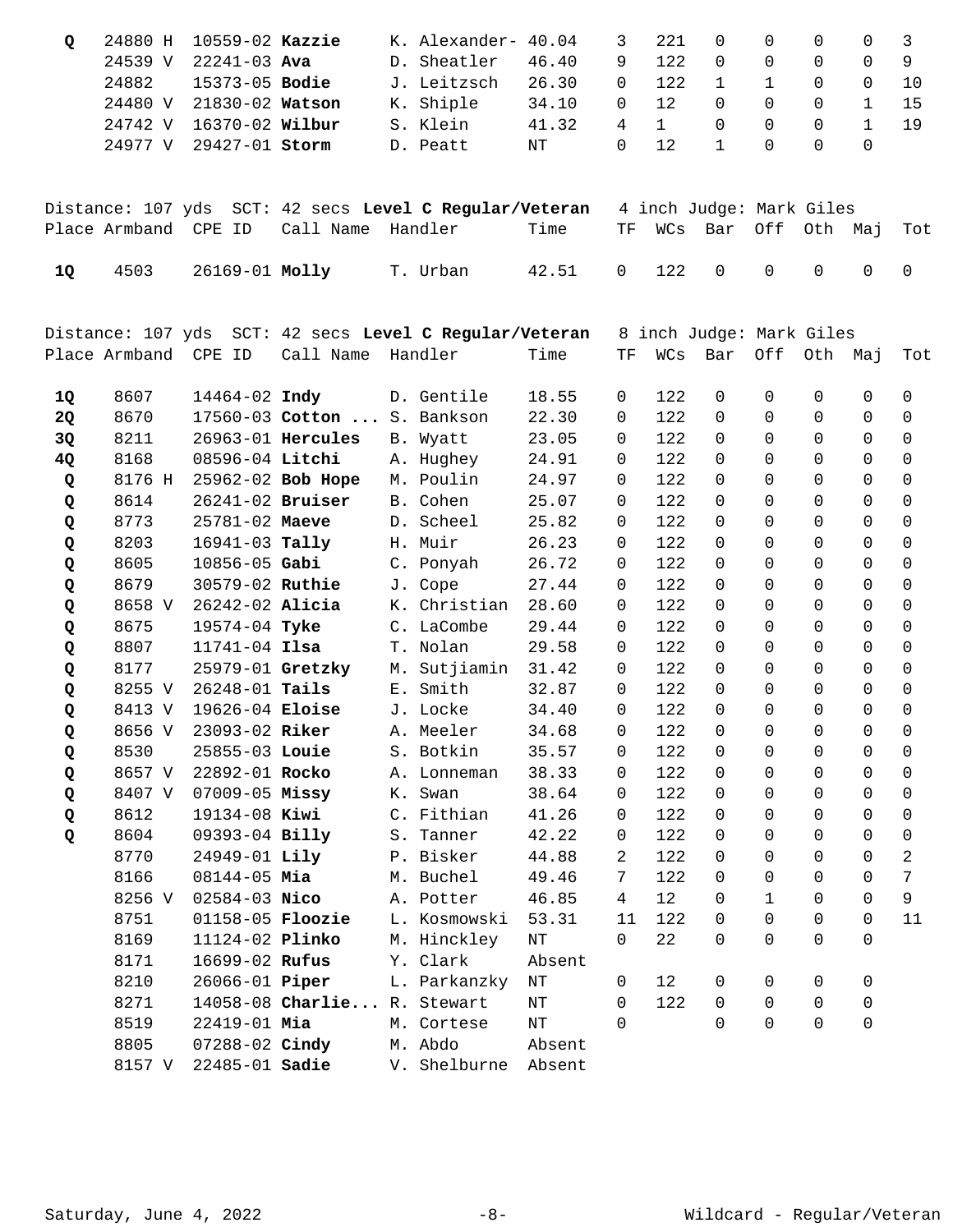| Place | Armband | CPE ID | Call Name | Handler | Time | TF | WCs | Bar | Off | Oth | Maj | Tot |
|---|---|---|---|---|---|---|---|---|---|---|---|---|
| Q | 24880 H | 10559-02 | **Kazzie** | K. Alexander- | 40.04 | 3 | 221 | 0 | 0 | 0 | 0 | 3 |
| | 24539 V | 22241-03 | **Ava** | D. Sheatler | 46.40 | 9 | 122 | 0 | 0 | 0 | 0 | 9 |
| | 24882 | 15373-05 | **Bodie** | J. Leitzsch | 26.30 | 0 | 122 | 1 | 1 | 0 | 0 | 10 |
| | 24480 V | 21830-02 | **Watson** | K. Shiple | 34.10 | 0 | 12 | 0 | 0 | 0 | 1 | 15 |
| | 24742 V | 16370-02 | **Wilbur** | S. Klein | 41.32 | 4 | 1 | 0 | 0 | 0 | 1 | 19 |
| | 24977 V | 29427-01 | **Storm** | D. Peatt | NT | 0 | 12 | 1 | 0 | 0 | 0 | |

Distance: 107 yds SCT: 42 secs **Level C Regular/Veteran** 4 inch Judge: Mark Giles

| Place | Armband | CPE ID | Call Name | Handler | Time | TF | WCs | Bar | Off | Oth | Maj | Tot |
|---|---|---|---|---|---|---|---|---|---|---|---|---|
| **1Q** | 4503 | 26169-01 | **Molly** | T. Urban | 42.51 | 0 | 122 | 0 | 0 | 0 | 0 | 0 |

Distance: 107 yds SCT: 42 secs **Level C Regular/Veteran** 8 inch Judge: Mark Giles

| Place | Armband | CPE ID | Call Name | Handler | Time | TF | WCs | Bar | Off | Oth | Maj | Tot |
|---|---|---|---|---|---|---|---|---|---|---|---|---|
| **1Q** | 8607 | 14464-02 | **Indy** | D. Gentile | 18.55 | 0 | 122 | 0 | 0 | 0 | 0 | 0 |
| **2Q** | 8670 | 17560-03 | **Cotton ...** | S. Bankson | 22.30 | 0 | 122 | 0 | 0 | 0 | 0 | 0 |
| **3Q** | 8211 | 26963-01 | **Hercules** | B. Wyatt | 23.05 | 0 | 122 | 0 | 0 | 0 | 0 | 0 |
| **4Q** | 8168 | 08596-04 | **Litchi** | A. Hughey | 24.91 | 0 | 122 | 0 | 0 | 0 | 0 | 0 |
| **Q** | 8176 H | 25962-02 | **Bob Hope** | M. Poulin | 24.97 | 0 | 122 | 0 | 0 | 0 | 0 | 0 |
| **Q** | 8614 | 26241-02 | **Bruiser** | B. Cohen | 25.07 | 0 | 122 | 0 | 0 | 0 | 0 | 0 |
| **Q** | 8773 | 25781-02 | **Maeve** | D. Scheel | 25.82 | 0 | 122 | 0 | 0 | 0 | 0 | 0 |
| **Q** | 8203 | 16941-03 | **Tally** | H. Muir | 26.23 | 0 | 122 | 0 | 0 | 0 | 0 | 0 |
| **Q** | 8605 | 10856-05 | **Gabi** | C. Ponyah | 26.72 | 0 | 122 | 0 | 0 | 0 | 0 | 0 |
| **Q** | 8679 | 30579-02 | **Ruthie** | J. Cope | 27.44 | 0 | 122 | 0 | 0 | 0 | 0 | 0 |
| **Q** | 8658 V | 26242-02 | **Alicia** | K. Christian | 28.60 | 0 | 122 | 0 | 0 | 0 | 0 | 0 |
| **Q** | 8675 | 19574-04 | **Tyke** | C. LaCombe | 29.44 | 0 | 122 | 0 | 0 | 0 | 0 | 0 |
| **Q** | 8807 | 11741-04 | **Ilsa** | T. Nolan | 29.58 | 0 | 122 | 0 | 0 | 0 | 0 | 0 |
| **Q** | 8177 | 25979-01 | **Gretzky** | M. Sutjiamin | 31.42 | 0 | 122 | 0 | 0 | 0 | 0 | 0 |
| **Q** | 8255 V | 26248-01 | **Tails** | E. Smith | 32.87 | 0 | 122 | 0 | 0 | 0 | 0 | 0 |
| **Q** | 8413 V | 19626-04 | **Eloise** | J. Locke | 34.40 | 0 | 122 | 0 | 0 | 0 | 0 | 0 |
| **Q** | 8656 V | 23093-02 | **Riker** | A. Meeler | 34.68 | 0 | 122 | 0 | 0 | 0 | 0 | 0 |
| **Q** | 8530 | 25855-03 | **Louie** | S. Botkin | 35.57 | 0 | 122 | 0 | 0 | 0 | 0 | 0 |
| **Q** | 8657 V | 22892-01 | **Rocko** | A. Lonneman | 38.33 | 0 | 122 | 0 | 0 | 0 | 0 | 0 |
| **Q** | 8407 V | 07009-05 | **Missy** | K. Swan | 38.64 | 0 | 122 | 0 | 0 | 0 | 0 | 0 |
| **Q** | 8612 | 19134-08 | **Kiwi** | C. Fithian | 41.26 | 0 | 122 | 0 | 0 | 0 | 0 | 0 |
| **Q** | 8604 | 09393-04 | **Billy** | S. Tanner | 42.22 | 0 | 122 | 0 | 0 | 0 | 0 | 0 |
| | 8770 | 24949-01 | **Lily** | P. Bisker | 44.88 | 2 | 122 | 0 | 0 | 0 | 0 | 2 |
| | 8166 | 08144-05 | **Mia** | M. Buchel | 49.46 | 7 | 122 | 0 | 0 | 0 | 0 | 7 |
| | 8256 V | 02584-03 | **Nico** | A. Potter | 46.85 | 4 | 12 | 0 | 1 | 0 | 0 | 9 |
| | 8751 | 01158-05 | **Floozie** | L. Kosmowski | 53.31 | 11 | 122 | 0 | 0 | 0 | 0 | 11 |
| | 8169 | 11124-02 | **Plinko** | M. Hinckley | NT | 0 | 22 | 0 | 0 | 0 | 0 | |
| | 8171 | 16699-02 | **Rufus** | Y. Clark | Absent | | | | | | | |
| | 8210 | 26066-01 | **Piper** | L. Parkanzky | NT | 0 | 12 | 0 | 0 | 0 | 0 | |
| | 8271 | 14058-08 | **Charlie...** | R. Stewart | NT | 0 | 122 | 0 | 0 | 0 | 0 | |
| | 8519 | 22419-01 | **Mia** | M. Cortese | NT | 0 | | 0 | 0 | 0 | 0 | |
| | 8805 | 07288-02 | **Cindy** | M. Abdo | Absent | | | | | | | |
| | 8157 V | 22485-01 | **Sadie** | V. Shelburne | Absent | | | | | | | |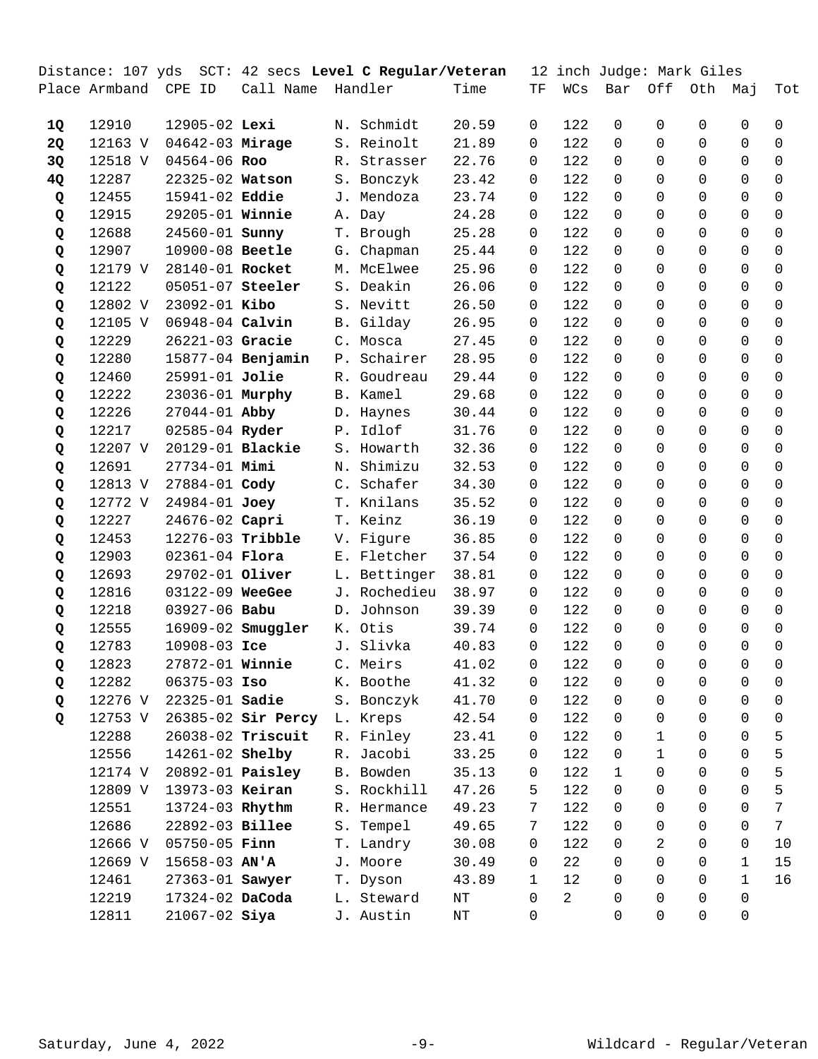Distance: 107 yds SCT: 42 secs **Level C Regular/Veteran** 12 inch Judge: Mark Giles

| Place | Armband | CPE ID | Call Name | Handler | Time | TF | WCs | Bar | Off | Oth | Maj | Tot |
|---|---|---|---|---|---|---|---|---|---|---|---|---|
| **1Q** | 12910 | 12905-02 | **Lexi** | N. Schmidt | 20.59 | 0 | 122 | 0 | 0 | 0 | 0 | 0 |
| **2Q** | 12163 V | 04642-03 | **Mirage** | S. Reinolt | 21.89 | 0 | 122 | 0 | 0 | 0 | 0 | 0 |
| **3Q** | 12518 V | 04564-06 | **Roo** | R. Strasser | 22.76 | 0 | 122 | 0 | 0 | 0 | 0 | 0 |
| **4Q** | 12287 | 22325-02 | **Watson** | S. Bonczyk | 23.42 | 0 | 122 | 0 | 0 | 0 | 0 | 0 |
| **Q** | 12455 | 15941-02 | **Eddie** | J. Mendoza | 23.74 | 0 | 122 | 0 | 0 | 0 | 0 | 0 |
| **Q** | 12915 | 29205-01 | **Winnie** | A. Day | 24.28 | 0 | 122 | 0 | 0 | 0 | 0 | 0 |
| **Q** | 12688 | 24560-01 | **Sunny** | T. Brough | 25.28 | 0 | 122 | 0 | 0 | 0 | 0 | 0 |
| **Q** | 12907 | 10900-08 | **Beetle** | G. Chapman | 25.44 | 0 | 122 | 0 | 0 | 0 | 0 | 0 |
| **Q** | 12179 V | 28140-01 | **Rocket** | M. McElwee | 25.96 | 0 | 122 | 0 | 0 | 0 | 0 | 0 |
| **Q** | 12122 | 05051-07 | **Steeler** | S. Deakin | 26.06 | 0 | 122 | 0 | 0 | 0 | 0 | 0 |
| **Q** | 12802 V | 23092-01 | **Kibo** | S. Nevitt | 26.50 | 0 | 122 | 0 | 0 | 0 | 0 | 0 |
| **Q** | 12105 V | 06948-04 | **Calvin** | B. Gilday | 26.95 | 0 | 122 | 0 | 0 | 0 | 0 | 0 |
| **Q** | 12229 | 26221-03 | **Gracie** | C. Mosca | 27.45 | 0 | 122 | 0 | 0 | 0 | 0 | 0 |
| **Q** | 12280 | 15877-04 | **Benjamin** | P. Schairer | 28.95 | 0 | 122 | 0 | 0 | 0 | 0 | 0 |
| **Q** | 12460 | 25991-01 | **Jolie** | R. Goudreau | 29.44 | 0 | 122 | 0 | 0 | 0 | 0 | 0 |
| **Q** | 12222 | 23036-01 | **Murphy** | B. Kamel | 29.68 | 0 | 122 | 0 | 0 | 0 | 0 | 0 |
| **Q** | 12226 | 27044-01 | **Abby** | D. Haynes | 30.44 | 0 | 122 | 0 | 0 | 0 | 0 | 0 |
| **Q** | 12217 | 02585-04 | **Ryder** | P. Idlof | 31.76 | 0 | 122 | 0 | 0 | 0 | 0 | 0 |
| **Q** | 12207 V | 20129-01 | **Blackie** | S. Howarth | 32.36 | 0 | 122 | 0 | 0 | 0 | 0 | 0 |
| **Q** | 12691 | 27734-01 | **Mimi** | N. Shimizu | 32.53 | 0 | 122 | 0 | 0 | 0 | 0 | 0 |
| **Q** | 12813 V | 27884-01 | **Cody** | C. Schafer | 34.30 | 0 | 122 | 0 | 0 | 0 | 0 | 0 |
| **Q** | 12772 V | 24984-01 | **Joey** | T. Knilans | 35.52 | 0 | 122 | 0 | 0 | 0 | 0 | 0 |
| **Q** | 12227 | 24676-02 | **Capri** | T. Keinz | 36.19 | 0 | 122 | 0 | 0 | 0 | 0 | 0 |
| **Q** | 12453 | 12276-03 | **Tribble** | V. Figure | 36.85 | 0 | 122 | 0 | 0 | 0 | 0 | 0 |
| **Q** | 12903 | 02361-04 | **Flora** | E. Fletcher | 37.54 | 0 | 122 | 0 | 0 | 0 | 0 | 0 |
| **Q** | 12693 | 29702-01 | **Oliver** | L. Bettinger | 38.81 | 0 | 122 | 0 | 0 | 0 | 0 | 0 |
| **Q** | 12816 | 03122-09 | **WeeGee** | J. Rochedieu | 38.97 | 0 | 122 | 0 | 0 | 0 | 0 | 0 |
| **Q** | 12218 | 03927-06 | **Babu** | D. Johnson | 39.39 | 0 | 122 | 0 | 0 | 0 | 0 | 0 |
| **Q** | 12555 | 16909-02 | **Smuggler** | K. Otis | 39.74 | 0 | 122 | 0 | 0 | 0 | 0 | 0 |
| **Q** | 12783 | 10908-03 | **Ice** | J. Slivka | 40.83 | 0 | 122 | 0 | 0 | 0 | 0 | 0 |
| **Q** | 12823 | 27872-01 | **Winnie** | C. Meirs | 41.02 | 0 | 122 | 0 | 0 | 0 | 0 | 0 |
| **Q** | 12282 | 06375-03 | **Iso** | K. Boothe | 41.32 | 0 | 122 | 0 | 0 | 0 | 0 | 0 |
| **Q** | 12276 V | 22325-01 | **Sadie** | S. Bonczyk | 41.70 | 0 | 122 | 0 | 0 | 0 | 0 | 0 |
| **Q** | 12753 V | 26385-02 | **Sir Percy** | L. Kreps | 42.54 | 0 | 122 | 0 | 0 | 0 | 0 | 0 |
| | 12288 | 26038-02 | **Triscuit** | R. Finley | 23.41 | 0 | 122 | 0 | 1 | 0 | 0 | 5 |
| | 12556 | 14261-02 | **Shelby** | R. Jacobi | 33.25 | 0 | 122 | 0 | 1 | 0 | 0 | 5 |
| | 12174 V | 20892-01 | **Paisley** | B. Bowden | 35.13 | 0 | 122 | 1 | 0 | 0 | 0 | 5 |
| | 12809 V | 13973-03 | **Keiran** | S. Rockhill | 47.26 | 5 | 122 | 0 | 0 | 0 | 0 | 5 |
| | 12551 | 13724-03 | **Rhythm** | R. Hermance | 49.23 | 7 | 122 | 0 | 0 | 0 | 0 | 7 |
| | 12686 | 22892-03 | **Billee** | S. Tempel | 49.65 | 7 | 122 | 0 | 0 | 0 | 0 | 7 |
| | 12666 V | 05750-05 | **Finn** | T. Landry | 30.08 | 0 | 122 | 0 | 2 | 0 | 0 | 10 |
| | 12669 V | 15658-03 | **AN'A** | J. Moore | 30.49 | 0 | 22 | 0 | 0 | 0 | 1 | 15 |
| | 12461 | 27363-01 | **Sawyer** | T. Dyson | 43.89 | 1 | 12 | 0 | 0 | 0 | 1 | 16 |
| | 12219 | 17324-02 | **DaCoda** | L. Steward | NT | 0 | 2 | 0 | 0 | 0 | 0 | |
| | 12811 | 21067-02 | **Siya** | J. Austin | NT | 0 | | 0 | 0 | 0 | 0 | |

Saturday, June 4, 2022 Wildcard - Regular/Veteran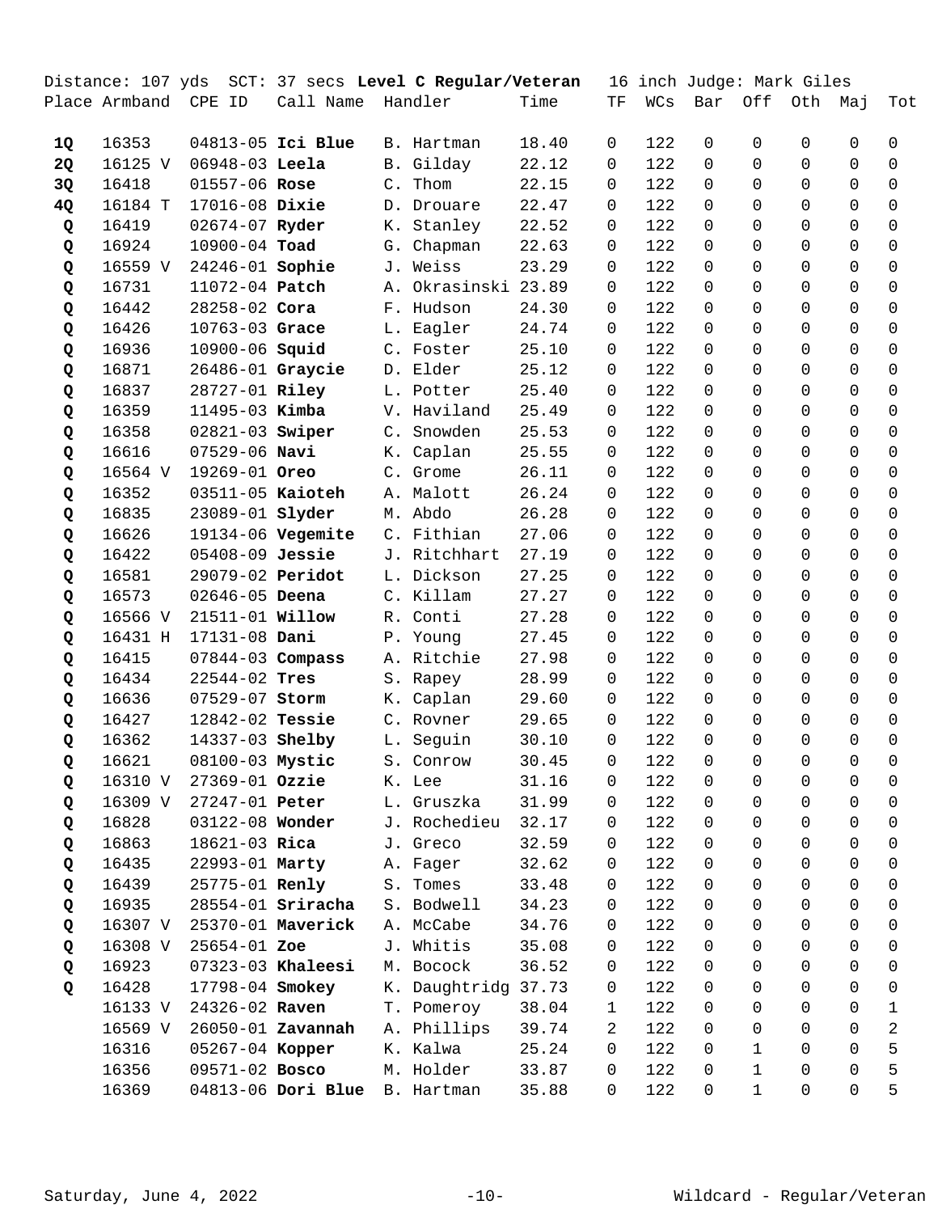Distance: 107 yds SCT: 37 secs **Level C Regular/Veteran** 16 inch Judge: Mark Giles

| Place | Armband | CPE ID | Call Name | Handler | Time | TF | WCs | Bar | Off | Oth | Maj | Tot |
|---|---|---|---|---|---|---|---|---|---|---|---|---|
| **1Q** | 16353 | 04813-05 | **Ici Blue** | B. Hartman | 18.40 | 0 | 122 | 0 | 0 | 0 | 0 | 0 |
| **2Q** | 16125 V | 06948-03 | **Leela** | B. Gilday | 22.12 | 0 | 122 | 0 | 0 | 0 | 0 | 0 |
| **3Q** | 16418 | 01557-06 | **Rose** | C. Thom | 22.15 | 0 | 122 | 0 | 0 | 0 | 0 | 0 |
| **4Q** | 16184 T | 17016-08 | **Dixie** | D. Drouare | 22.47 | 0 | 122 | 0 | 0 | 0 | 0 | 0 |
| **Q** | 16419 | 02674-07 | **Ryder** | K. Stanley | 22.52 | 0 | 122 | 0 | 0 | 0 | 0 | 0 |
| **Q** | 16924 | 10900-04 | **Toad** | G. Chapman | 22.63 | 0 | 122 | 0 | 0 | 0 | 0 | 0 |
| **Q** | 16559 V | 24246-01 | **Sophie** | J. Weiss | 23.29 | 0 | 122 | 0 | 0 | 0 | 0 | 0 |
| **Q** | 16731 | 11072-04 | **Patch** | A. Okrasinski | 23.89 | 0 | 122 | 0 | 0 | 0 | 0 | 0 |
| **Q** | 16442 | 28258-02 | **Cora** | F. Hudson | 24.30 | 0 | 122 | 0 | 0 | 0 | 0 | 0 |
| **Q** | 16426 | 10763-03 | **Grace** | L. Eagler | 24.74 | 0 | 122 | 0 | 0 | 0 | 0 | 0 |
| **Q** | 16936 | 10900-06 | **Squid** | C. Foster | 25.10 | 0 | 122 | 0 | 0 | 0 | 0 | 0 |
| **Q** | 16871 | 26486-01 | **Graycie** | D. Elder | 25.12 | 0 | 122 | 0 | 0 | 0 | 0 | 0 |
| **Q** | 16837 | 28727-01 | **Riley** | L. Potter | 25.40 | 0 | 122 | 0 | 0 | 0 | 0 | 0 |
| **Q** | 16359 | 11495-03 | **Kimba** | V. Haviland | 25.49 | 0 | 122 | 0 | 0 | 0 | 0 | 0 |
| **Q** | 16358 | 02821-03 | **Swiper** | C. Snowden | 25.53 | 0 | 122 | 0 | 0 | 0 | 0 | 0 |
| **Q** | 16616 | 07529-06 | **Navi** | K. Caplan | 25.55 | 0 | 122 | 0 | 0 | 0 | 0 | 0 |
| **Q** | 16564 V | 19269-01 | **Oreo** | C. Grome | 26.11 | 0 | 122 | 0 | 0 | 0 | 0 | 0 |
| **Q** | 16352 | 03511-05 | **Kaioteh** | A. Malott | 26.24 | 0 | 122 | 0 | 0 | 0 | 0 | 0 |
| **Q** | 16835 | 23089-01 | **Slyder** | M. Abdo | 26.28 | 0 | 122 | 0 | 0 | 0 | 0 | 0 |
| **Q** | 16626 | 19134-06 | **Vegemite** | C. Fithian | 27.06 | 0 | 122 | 0 | 0 | 0 | 0 | 0 |
| **Q** | 16422 | 05408-09 | **Jessie** | J. Ritchhart | 27.19 | 0 | 122 | 0 | 0 | 0 | 0 | 0 |
| **Q** | 16581 | 29079-02 | **Peridot** | L. Dickson | 27.25 | 0 | 122 | 0 | 0 | 0 | 0 | 0 |
| **Q** | 16573 | 02646-05 | **Deena** | C. Killam | 27.27 | 0 | 122 | 0 | 0 | 0 | 0 | 0 |
| **Q** | 16566 V | 21511-01 | **Willow** | R. Conti | 27.28 | 0 | 122 | 0 | 0 | 0 | 0 | 0 |
| **Q** | 16431 H | 17131-08 | **Dani** | P. Young | 27.45 | 0 | 122 | 0 | 0 | 0 | 0 | 0 |
| **Q** | 16415 | 07844-03 | **Compass** | A. Ritchie | 27.98 | 0 | 122 | 0 | 0 | 0 | 0 | 0 |
| **Q** | 16434 | 22544-02 | **Tres** | S. Rapey | 28.99 | 0 | 122 | 0 | 0 | 0 | 0 | 0 |
| **Q** | 16636 | 07529-07 | **Storm** | K. Caplan | 29.60 | 0 | 122 | 0 | 0 | 0 | 0 | 0 |
| **Q** | 16427 | 12842-02 | **Tessie** | C. Rovner | 29.65 | 0 | 122 | 0 | 0 | 0 | 0 | 0 |
| **Q** | 16362 | 14337-03 | **Shelby** | L. Seguin | 30.10 | 0 | 122 | 0 | 0 | 0 | 0 | 0 |
| **Q** | 16621 | 08100-03 | **Mystic** | S. Conrow | 30.45 | 0 | 122 | 0 | 0 | 0 | 0 | 0 |
| **Q** | 16310 V | 27369-01 | **Ozzie** | K. Lee | 31.16 | 0 | 122 | 0 | 0 | 0 | 0 | 0 |
| **Q** | 16309 V | 27247-01 | **Peter** | L. Gruszka | 31.99 | 0 | 122 | 0 | 0 | 0 | 0 | 0 |
| **Q** | 16828 | 03122-08 | **Wonder** | J. Rochedieu | 32.17 | 0 | 122 | 0 | 0 | 0 | 0 | 0 |
| **Q** | 16863 | 18621-03 | **Rica** | J. Greco | 32.59 | 0 | 122 | 0 | 0 | 0 | 0 | 0 |
| **Q** | 16435 | 22993-01 | **Marty** | A. Fager | 32.62 | 0 | 122 | 0 | 0 | 0 | 0 | 0 |
| **Q** | 16439 | 25775-01 | **Renly** | S. Tomes | 33.48 | 0 | 122 | 0 | 0 | 0 | 0 | 0 |
| **Q** | 16935 | 28554-01 | **Sriracha** | S. Bodwell | 34.23 | 0 | 122 | 0 | 0 | 0 | 0 | 0 |
| **Q** | 16307 V | 25370-01 | **Maverick** | A. McCabe | 34.76 | 0 | 122 | 0 | 0 | 0 | 0 | 0 |
| **Q** | 16308 V | 25654-01 | **Zoe** | J. Whitis | 35.08 | 0 | 122 | 0 | 0 | 0 | 0 | 0 |
| **Q** | 16923 | 07323-03 | **Khaleesi** | M. Bocock | 36.52 | 0 | 122 | 0 | 0 | 0 | 0 | 0 |
| **Q** | 16428 | 17798-04 | **Smokey** | K. Daughtridg | 37.73 | 0 | 122 | 0 | 0 | 0 | 0 | 0 |
| | 16133 V | 24326-02 | **Raven** | T. Pomeroy | 38.04 | 1 | 122 | 0 | 0 | 0 | 0 | 1 |
| | 16569 V | 26050-01 | **Zavannah** | A. Phillips | 39.74 | 2 | 122 | 0 | 0 | 0 | 0 | 2 |
| | 16316 | 05267-04 | **Kopper** | K. Kalwa | 25.24 | 0 | 122 | 0 | 1 | 0 | 0 | 5 |
| | 16356 | 09571-02 | **Bosco** | M. Holder | 33.87 | 0 | 122 | 0 | 1 | 0 | 0 | 5 |
| | 16369 | 04813-06 | **Dori Blue** | B. Hartman | 35.88 | 0 | 122 | 0 | 1 | 0 | 0 | 5 |

Saturday, June 4, 2022 Wildcard - Regular/Veteran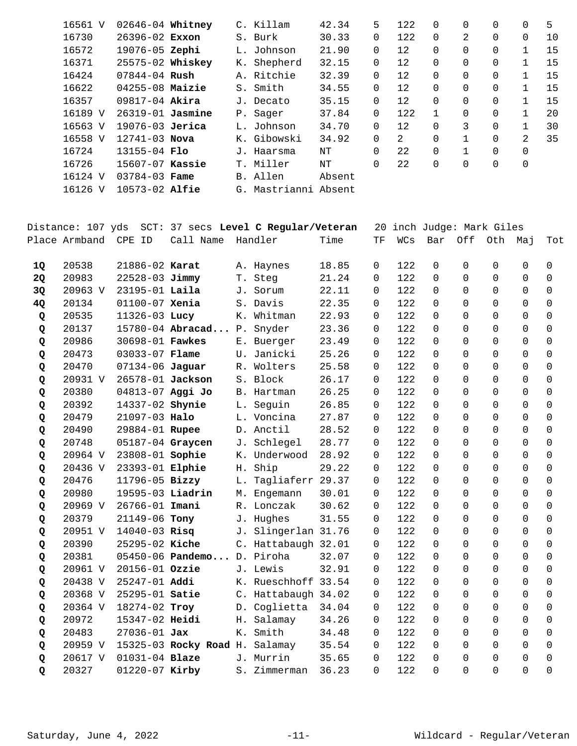| Place | Armband | CPE ID | Call Name | Handler | Time | TF | WCs | Bar | Off | Oth | Maj | Tot |
|---|---|---|---|---|---|---|---|---|---|---|---|---|
| | 16561 V | 02646-04 | **Whitney** | C. Killam | 42.34 | 5 | 122 | 0 | 0 | 0 | 0 | 5 |
| | 16730 | 26396-02 | **Exxon** | S. Burk | 30.33 | 0 | 122 | 0 | 2 | 0 | 0 | 10 |
| | 16572 | 19076-05 | **Zephi** | L. Johnson | 21.90 | 0 | 12 | 0 | 0 | 0 | 1 | 15 |
| | 16371 | 25575-02 | **Whiskey** | K. Shepherd | 32.15 | 0 | 12 | 0 | 0 | 0 | 1 | 15 |
| | 16424 | 07844-04 | **Rush** | A. Ritchie | 32.39 | 0 | 12 | 0 | 0 | 0 | 1 | 15 |
| | 16622 | 04255-08 | **Maizie** | S. Smith | 34.55 | 0 | 12 | 0 | 0 | 0 | 1 | 15 |
| | 16357 | 09817-04 | **Akira** | J. Decato | 35.15 | 0 | 12 | 0 | 0 | 0 | 1 | 15 |
| | 16189 V | 26319-01 | **Jasmine** | P. Sager | 37.84 | 0 | 122 | 1 | 0 | 0 | 1 | 20 |
| | 16563 V | 19076-03 | **Jerica** | L. Johnson | 34.70 | 0 | 12 | 0 | 3 | 0 | 1 | 30 |
| | 16558 V | 12741-03 | **Nova** | K. Gibowski | 34.92 | 0 | 2 | 0 | 1 | 0 | 2 | 35 |
| | 16724 | 13155-04 | **Flo** | J. Haarsma | NT | 0 | 22 | 0 | 1 | 0 | 0 | |
| | 16726 | 15607-07 | **Kassie** | T. Miller | NT | 0 | 22 | 0 | 0 | 0 | 0 | |
| | 16124 V | 03784-03 | **Fame** | B. Allen | Absent | | | | | | | |
| | 16126 V | 10573-02 | **Alfie** | G. Mastrianni | Absent | | | | | | | |

Distance: 107 yds SCT: 37 secs **Level C Regular/Veteran** 20 inch Judge: Mark Giles

| Place | Armband | CPE ID | Call Name | Handler | Time | TF | WCs | Bar | Off | Oth | Maj | Tot |
|---|---|---|---|---|---|---|---|---|---|---|---|---|
| **1Q** | 20538 | 21886-02 | **Karat** | A. Haynes | 18.85 | 0 | 122 | 0 | 0 | 0 | 0 | 0 |
| **2Q** | 20983 | 22528-03 | **Jimmy** | T. Steg | 21.24 | 0 | 122 | 0 | 0 | 0 | 0 | 0 |
| **3Q** | 20963 V | 23195-01 | **Laila** | J. Sorum | 22.11 | 0 | 122 | 0 | 0 | 0 | 0 | 0 |
| **4Q** | 20134 | 01100-07 | **Xenia** | S. Davis | 22.35 | 0 | 122 | 0 | 0 | 0 | 0 | 0 |
| **Q** | 20535 | 11326-03 | **Lucy** | K. Whitman | 22.93 | 0 | 122 | 0 | 0 | 0 | 0 | 0 |
| **Q** | 20137 | 15780-04 | **Abracad...** | P. Snyder | 23.36 | 0 | 122 | 0 | 0 | 0 | 0 | 0 |
| **Q** | 20986 | 30698-01 | **Fawkes** | E. Buerger | 23.49 | 0 | 122 | 0 | 0 | 0 | 0 | 0 |
| **Q** | 20473 | 03033-07 | **Flame** | U. Janicki | 25.26 | 0 | 122 | 0 | 0 | 0 | 0 | 0 |
| **Q** | 20470 | 07134-06 | **Jaguar** | R. Wolters | 25.58 | 0 | 122 | 0 | 0 | 0 | 0 | 0 |
| **Q** | 20931 V | 26578-01 | **Jackson** | S. Block | 26.17 | 0 | 122 | 0 | 0 | 0 | 0 | 0 |
| **Q** | 20380 | 04813-07 | **Aggi Jo** | B. Hartman | 26.25 | 0 | 122 | 0 | 0 | 0 | 0 | 0 |
| **Q** | 20392 | 14337-02 | **Shynie** | L. Seguin | 26.85 | 0 | 122 | 0 | 0 | 0 | 0 | 0 |
| **Q** | 20479 | 21097-03 | **Halo** | L. Voncina | 27.87 | 0 | 122 | 0 | 0 | 0 | 0 | 0 |
| **Q** | 20490 | 29884-01 | **Rupee** | D. Anctil | 28.52 | 0 | 122 | 0 | 0 | 0 | 0 | 0 |
| **Q** | 20748 | 05187-04 | **Graycen** | J. Schlegel | 28.77 | 0 | 122 | 0 | 0 | 0 | 0 | 0 |
| **Q** | 20964 V | 23808-01 | **Sophie** | K. Underwood | 28.92 | 0 | 122 | 0 | 0 | 0 | 0 | 0 |
| **Q** | 20436 V | 23393-01 | **Elphie** | H. Ship | 29.22 | 0 | 122 | 0 | 0 | 0 | 0 | 0 |
| **Q** | 20476 | 11796-05 | **Bizzy** | L. Tagliaferr | 29.37 | 0 | 122 | 0 | 0 | 0 | 0 | 0 |
| **Q** | 20980 | 19595-03 | **Liadrin** | M. Engemann | 30.01 | 0 | 122 | 0 | 0 | 0 | 0 | 0 |
| **Q** | 20969 V | 26766-01 | **Imani** | R. Lonczak | 30.62 | 0 | 122 | 0 | 0 | 0 | 0 | 0 |
| **Q** | 20379 | 21149-06 | **Tony** | J. Hughes | 31.55 | 0 | 122 | 0 | 0 | 0 | 0 | 0 |
| **Q** | 20951 V | 14040-03 | **Risq** | J. Slingerlan | 31.76 | 0 | 122 | 0 | 0 | 0 | 0 | 0 |
| **Q** | 20390 | 25295-02 | **Kiche** | C. Hattabaugh | 32.01 | 0 | 122 | 0 | 0 | 0 | 0 | 0 |
| **Q** | 20381 | 05450-06 | **Pandemo...** | D. Piroha | 32.07 | 0 | 122 | 0 | 0 | 0 | 0 | 0 |
| **Q** | 20961 V | 20156-01 | **Ozzie** | J. Lewis | 32.91 | 0 | 122 | 0 | 0 | 0 | 0 | 0 |
| **Q** | 20438 V | 25247-01 | **Addi** | K. Rueschhoff | 33.54 | 0 | 122 | 0 | 0 | 0 | 0 | 0 |
| **Q** | 20368 V | 25295-01 | **Satie** | C. Hattabaugh | 34.02 | 0 | 122 | 0 | 0 | 0 | 0 | 0 |
| **Q** | 20364 V | 18274-02 | **Troy** | D. Coglietta | 34.04 | 0 | 122 | 0 | 0 | 0 | 0 | 0 |
| **Q** | 20972 | 15347-02 | **Heidi** | H. Salamay | 34.26 | 0 | 122 | 0 | 0 | 0 | 0 | 0 |
| **Q** | 20483 | 27036-01 | **Jax** | K. Smith | 34.48 | 0 | 122 | 0 | 0 | 0 | 0 | 0 |
| **Q** | 20959 V | 15325-03 | **Rocky Road** | H. Salamay | 35.54 | 0 | 122 | 0 | 0 | 0 | 0 | 0 |
| **Q** | 20617 V | 01031-04 | **Blaze** | J. Murrin | 35.65 | 0 | 122 | 0 | 0 | 0 | 0 | 0 |
| **Q** | 20327 | 01220-07 | **Kirby** | S. Zimmerman | 36.23 | 0 | 122 | 0 | 0 | 0 | 0 | 0 |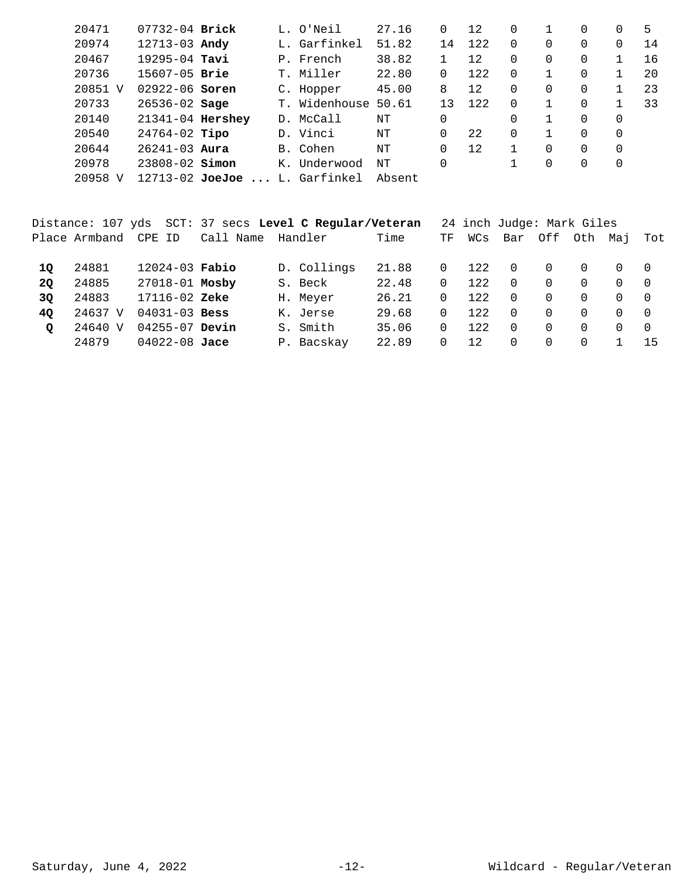| Place | Armband | CPE ID | Call Name | Handler | Time | TF | WCs | Bar | Off | Oth | Maj | Tot |
|---|---|---|---|---|---|---|---|---|---|---|---|---|
| | 20471 | 07732-04 | **Brick** | L. O'Neil | 27.16 | 0 | 12 | 0 | 1 | 0 | 0 | 5 |
| | 20974 | 12713-03 | **Andy** | L. Garfinkel | 51.82 | 14 | 122 | 0 | 0 | 0 | 0 | 14 |
| | 20467 | 19295-04 | **Tavi** | P. French | 38.82 | 1 | 12 | 0 | 0 | 0 | 1 | 16 |
| | 20736 | 15607-05 | **Brie** | T. Miller | 22.80 | 0 | 122 | 0 | 1 | 0 | 1 | 20 |
| | 20851 V | 02922-06 | **Soren** | C. Hopper | 45.00 | 8 | 12 | 0 | 0 | 0 | 1 | 23 |
| | 20733 | 26536-02 | **Sage** | T. Widenhouse | 50.61 | 13 | 122 | 0 | 1 | 0 | 1 | 33 |
| | 20140 | 21341-04 | **Hershey** | D. McCall | NT | 0 | | 0 | 1 | 0 | 0 | |
| | 20540 | 24764-02 | **Tipo** | D. Vinci | NT | 0 | 22 | 0 | 1 | 0 | 0 | |
| | 20644 | 26241-03 | **Aura** | B. Cohen | NT | 0 | 12 | 1 | 0 | 0 | 0 | |
| | 20978 | 23808-02 | **Simon** | K. Underwood | NT | 0 | | 1 | 0 | 0 | 0 | |
| | 20958 V | 12713-02 | **JoeJoe ...** | L. Garfinkel | Absent | | | | | | | |

Distance: 107 yds SCT: 37 secs **Level C Regular/Veteran** 24 inch Judge: Mark Giles

| Place | Armband | CPE ID | Call Name | Handler | Time | TF | WCs | Bar | Off | Oth | Maj | Tot |
|---|---|---|---|---|---|---|---|---|---|---|---|---|
| **1Q** | 24881 | 12024-03 | **Fabio** | D. Collings | 21.88 | 0 | 122 | 0 | 0 | 0 | 0 | 0 |
| **2Q** | 24885 | 27018-01 | **Mosby** | S. Beck | 22.48 | 0 | 122 | 0 | 0 | 0 | 0 | 0 |
| **3Q** | 24883 | 17116-02 | **Zeke** | H. Meyer | 26.21 | 0 | 122 | 0 | 0 | 0 | 0 | 0 |
| **4Q** | 24637 V | 04031-03 | **Bess** | K. Jerse | 29.68 | 0 | 122 | 0 | 0 | 0 | 0 | 0 |
| **Q** | 24640 V | 04255-07 | **Devin** | S. Smith | 35.06 | 0 | 122 | 0 | 0 | 0 | 0 | 0 |
| | 24879 | 04022-08 | **Jace** | P. Bacskay | 22.89 | 0 | 12 | 0 | 0 | 0 | 1 | 15 |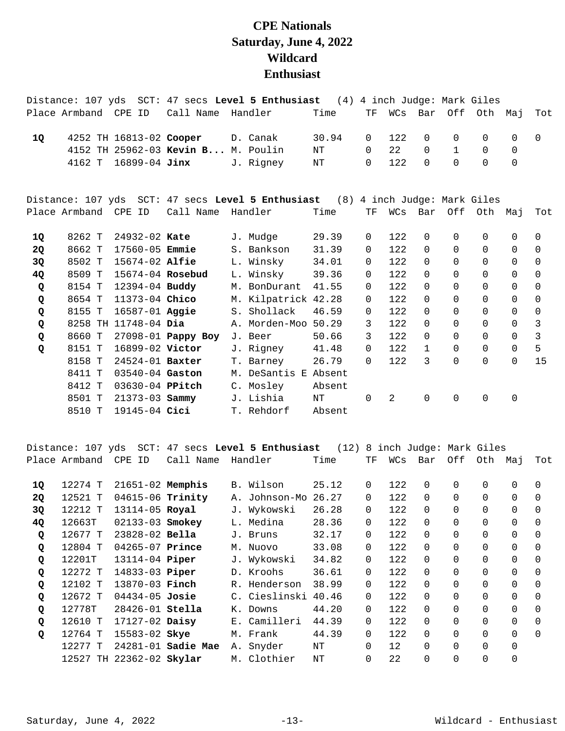# CPE Nationals
# Saturday, June 4, 2022
# Wildcard
# Enthusiast

Distance: 107 yds SCT: 47 secs **Level 5 Enthusiast** (4) 4 inch Judge: Mark Giles

| Place | Armband | CPE ID | Call Name | Handler | Time | TF | WCs | Bar | Off | Oth | Maj | Tot |
|---|---|---|---|---|---|---|---|---|---|---|---|---|
| **1Q** | 4252 TH | 16813-02 | **Cooper** | D. Canak | 30.94 | 0 | 122 | 0 | 0 | 0 | 0 | 0 |
| | 4152 TH | 25962-03 | **Kevin B...** | M. Poulin | NT | 0 | 22 | 0 | 1 | 0 | 0 | |
| | 4162 T | 16899-04 | **Jinx** | J. Rigney | NT | 0 | 122 | 0 | 0 | 0 | 0 | |

Distance: 107 yds SCT: 47 secs **Level 5 Enthusiast** (8) 4 inch Judge: Mark Giles

| Place | Armband | CPE ID | Call Name | Handler | Time | TF | WCs | Bar | Off | Oth | Maj | Tot |
|---|---|---|---|---|---|---|---|---|---|---|---|---|
| **1Q** | 8262 T | 24932-02 | **Kate** | J. Mudge | 29.39 | 0 | 122 | 0 | 0 | 0 | 0 | 0 |
| **2Q** | 8662 T | 17560-05 | **Emmie** | S. Bankson | 31.39 | 0 | 122 | 0 | 0 | 0 | 0 | 0 |
| **3Q** | 8502 T | 15674-02 | **Alfie** | L. Winsky | 34.01 | 0 | 122 | 0 | 0 | 0 | 0 | 0 |
| **4Q** | 8509 T | 15674-04 | **Rosebud** | L. Winsky | 39.36 | 0 | 122 | 0 | 0 | 0 | 0 | 0 |
| **Q** | 8154 T | 12394-04 | **Buddy** | M. BonDurant | 41.55 | 0 | 122 | 0 | 0 | 0 | 0 | 0 |
| **Q** | 8654 T | 11373-04 | **Chico** | M. Kilpatrick | 42.28 | 0 | 122 | 0 | 0 | 0 | 0 | 0 |
| **Q** | 8155 T | 16587-01 | **Aggie** | S. Shollack | 46.59 | 0 | 122 | 0 | 0 | 0 | 0 | 0 |
| **Q** | 8258 TH | 11748-04 | **Dia** | A. Morden-Moo | 50.29 | 3 | 122 | 0 | 0 | 0 | 0 | 3 |
| **Q** | 8660 T | 27098-01 | **Pappy Boy** | J. Beer | 50.66 | 3 | 122 | 0 | 0 | 0 | 0 | 3 |
| **Q** | 8151 T | 16899-02 | **Victor** | J. Rigney | 41.48 | 0 | 122 | 1 | 0 | 0 | 0 | 5 |
| | 8158 T | 24524-01 | **Baxter** | T. Barney | 26.79 | 0 | 122 | 3 | 0 | 0 | 0 | 15 |
| | 8411 T | 03540-04 | **Gaston** | M. DeSantis E | Absent | | | | | | | |
| | 8412 T | 03630-04 | **PPitch** | C. Mosley | Absent | | | | | | | |
| | 8501 T | 21373-03 | **Sammy** | J. Lishia | NT | 0 | 2 | 0 | 0 | 0 | 0 | |
| | 8510 T | 19145-04 | **Cici** | T. Rehdorf | Absent | | | | | | | |

Distance: 107 yds SCT: 47 secs **Level 5 Enthusiast** (12) 8 inch Judge: Mark Giles

| Place | Armband | CPE ID | Call Name | Handler | Time | TF | WCs | Bar | Off | Oth | Maj | Tot |
|---|---|---|---|---|---|---|---|---|---|---|---|---|
| **1Q** | 12274 T | 21651-02 | **Memphis** | B. Wilson | 25.12 | 0 | 122 | 0 | 0 | 0 | 0 | 0 |
| **2Q** | 12521 T | 04615-06 | **Trinity** | A. Johnson-Mo | 26.27 | 0 | 122 | 0 | 0 | 0 | 0 | 0 |
| **3Q** | 12212 T | 13114-05 | **Royal** | J. Wykowski | 26.28 | 0 | 122 | 0 | 0 | 0 | 0 | 0 |
| **4Q** | 12663T | 02133-03 | **Smokey** | L. Medina | 28.36 | 0 | 122 | 0 | 0 | 0 | 0 | 0 |
| **Q** | 12677 T | 23828-02 | **Bella** | J. Bruns | 32.17 | 0 | 122 | 0 | 0 | 0 | 0 | 0 |
| **Q** | 12804 T | 04265-07 | **Prince** | M. Nuovo | 33.08 | 0 | 122 | 0 | 0 | 0 | 0 | 0 |
| **Q** | 12201T | 13114-04 | **Piper** | J. Wykowski | 34.82 | 0 | 122 | 0 | 0 | 0 | 0 | 0 |
| **Q** | 12272 T | 14833-03 | **Piper** | D. Kroohs | 36.61 | 0 | 122 | 0 | 0 | 0 | 0 | 0 |
| **Q** | 12102 T | 13870-03 | **Finch** | R. Henderson | 38.99 | 0 | 122 | 0 | 0 | 0 | 0 | 0 |
| **Q** | 12672 T | 04434-05 | **Josie** | C. Cieslinski | 40.46 | 0 | 122 | 0 | 0 | 0 | 0 | 0 |
| **Q** | 12778T | 28426-01 | **Stella** | K. Downs | 44.20 | 0 | 122 | 0 | 0 | 0 | 0 | 0 |
| **Q** | 12610 T | 17127-02 | **Daisy** | E. Camilleri | 44.39 | 0 | 122 | 0 | 0 | 0 | 0 | 0 |
| **Q** | 12764 T | 15583-02 | **Skye** | M. Frank | 44.39 | 0 | 122 | 0 | 0 | 0 | 0 | 0 |
| | 12277 T | 24281-01 | **Sadie Mae** | A. Snyder | NT | 0 | 12 | 0 | 0 | 0 | 0 | |
| | 12527 TH | 22362-02 | **Skylar** | M. Clothier | NT | 0 | 22 | 0 | 0 | 0 | 0 | |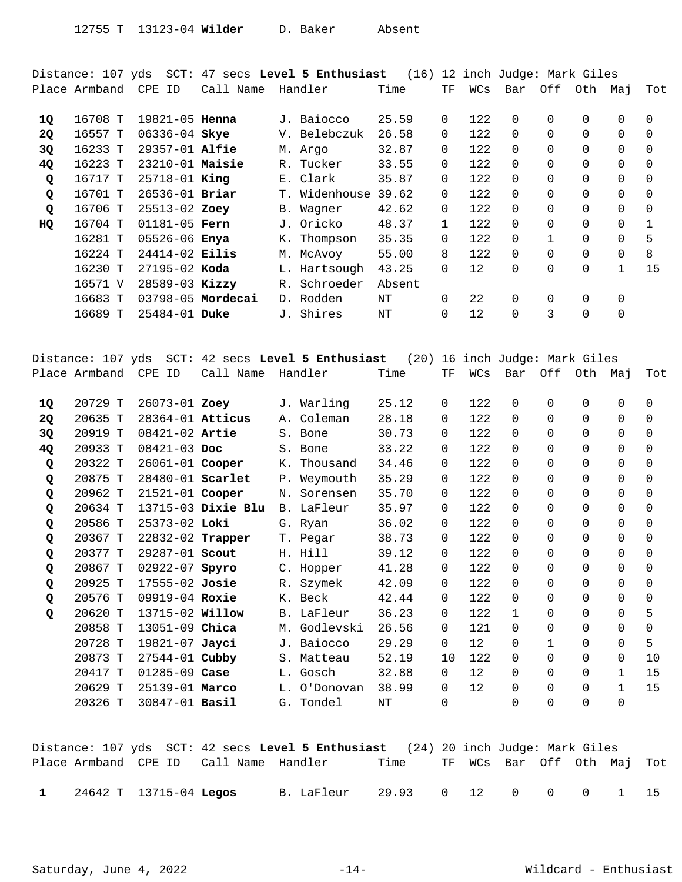| | | | | | | | | | | | | | |
|---|---|---|---|---|---|---|---|---|---|---|---|---|---|
| | 12755 T | 13123-04 | **Wilder** | D. Baker | Absent | | | | | | | | |

Distance: 107 yds SCT: 47 secs **Level 5 Enthusiast** (16) 12 inch Judge: Mark Giles

| Place | Armband | CPE ID | Call Name | Handler | Time | TF | WCs | Bar | Off | Oth | Maj | Tot |
|---|---|---|---|---|---|---|---|---|---|---|---|---|
| **1Q** | 16708 T | 19821-05 | **Henna** | J. Baiocco | 25.59 | 0 | 122 | 0 | 0 | 0 | 0 | 0 |
| **2Q** | 16557 T | 06336-04 | **Skye** | V. Belebczuk | 26.58 | 0 | 122 | 0 | 0 | 0 | 0 | 0 |
| **3Q** | 16233 T | 29357-01 | **Alfie** | M. Argo | 32.87 | 0 | 122 | 0 | 0 | 0 | 0 | 0 |
| **4Q** | 16223 T | 23210-01 | **Maisie** | R. Tucker | 33.55 | 0 | 122 | 0 | 0 | 0 | 0 | 0 |
| **Q** | 16717 T | 25718-01 | **King** | E. Clark | 35.87 | 0 | 122 | 0 | 0 | 0 | 0 | 0 |
| **Q** | 16701 T | 26536-01 | **Briar** | T. Widenhouse | 39.62 | 0 | 122 | 0 | 0 | 0 | 0 | 0 |
| **Q** | 16706 T | 25513-02 | **Zoey** | B. Wagner | 42.62 | 0 | 122 | 0 | 0 | 0 | 0 | 0 |
| **HQ** | 16704 T | 01181-05 | **Fern** | J. Oricko | 48.37 | 1 | 122 | 0 | 0 | 0 | 0 | 1 |
| | 16281 T | 05526-06 | **Enya** | K. Thompson | 35.35 | 0 | 122 | 0 | 1 | 0 | 0 | 5 |
| | 16224 T | 24414-02 | **Eilis** | M. McAvoy | 55.00 | 8 | 122 | 0 | 0 | 0 | 0 | 8 |
| | 16230 T | 27195-02 | **Koda** | L. Hartsough | 43.25 | 0 | 12 | 0 | 0 | 0 | 1 | 15 |
| | 16571 V | 28589-03 | **Kizzy** | R. Schroeder | Absent | | | | | | | |
| | 16683 T | 03798-05 | **Mordecai** | D. Rodden | NT | 0 | 22 | 0 | 0 | 0 | 0 | |
| | 16689 T | 25484-01 | **Duke** | J. Shires | NT | 0 | 12 | 0 | 3 | 0 | 0 | |

Distance: 107 yds SCT: 42 secs **Level 5 Enthusiast** (20) 16 inch Judge: Mark Giles

| Place | Armband | CPE ID | Call Name | Handler | Time | TF | WCs | Bar | Off | Oth | Maj | Tot |
|---|---|---|---|---|---|---|---|---|---|---|---|---|
| **1Q** | 20729 T | 26073-01 | **Zoey** | J. Warling | 25.12 | 0 | 122 | 0 | 0 | 0 | 0 | 0 |
| **2Q** | 20635 T | 28364-01 | **Atticus** | A. Coleman | 28.18 | 0 | 122 | 0 | 0 | 0 | 0 | 0 |
| **3Q** | 20919 T | 08421-02 | **Artie** | S. Bone | 30.73 | 0 | 122 | 0 | 0 | 0 | 0 | 0 |
| **4Q** | 20933 T | 08421-03 | **Doc** | S. Bone | 33.22 | 0 | 122 | 0 | 0 | 0 | 0 | 0 |
| **Q** | 20322 T | 26061-01 | **Cooper** | K. Thousand | 34.46 | 0 | 122 | 0 | 0 | 0 | 0 | 0 |
| **Q** | 20875 T | 28480-01 | **Scarlet** | P. Weymouth | 35.29 | 0 | 122 | 0 | 0 | 0 | 0 | 0 |
| **Q** | 20962 T | 21521-01 | **Cooper** | N. Sorensen | 35.70 | 0 | 122 | 0 | 0 | 0 | 0 | 0 |
| **Q** | 20634 T | 13715-03 | **Dixie Blu** | B. LaFleur | 35.97 | 0 | 122 | 0 | 0 | 0 | 0 | 0 |
| **Q** | 20586 T | 25373-02 | **Loki** | G. Ryan | 36.02 | 0 | 122 | 0 | 0 | 0 | 0 | 0 |
| **Q** | 20367 T | 22832-02 | **Trapper** | T. Pegar | 38.73 | 0 | 122 | 0 | 0 | 0 | 0 | 0 |
| **Q** | 20377 T | 29287-01 | **Scout** | H. Hill | 39.12 | 0 | 122 | 0 | 0 | 0 | 0 | 0 |
| **Q** | 20867 T | 02922-07 | **Spyro** | C. Hopper | 41.28 | 0 | 122 | 0 | 0 | 0 | 0 | 0 |
| **Q** | 20925 T | 17555-02 | **Josie** | R. Szymek | 42.09 | 0 | 122 | 0 | 0 | 0 | 0 | 0 |
| **Q** | 20576 T | 09919-04 | **Roxie** | K. Beck | 42.44 | 0 | 122 | 0 | 0 | 0 | 0 | 0 |
| **Q** | 20620 T | 13715-02 | **Willow** | B. LaFleur | 36.23 | 0 | 122 | 1 | 0 | 0 | 0 | 5 |
| | 20858 T | 13051-09 | **Chica** | M. Godlevski | 26.56 | 0 | 121 | 0 | 0 | 0 | 0 | 0 |
| | 20728 T | 19821-07 | **Jayci** | J. Baiocco | 29.29 | 0 | 12 | 0 | 1 | 0 | 0 | 5 |
| | 20873 T | 27544-01 | **Cubby** | S. Matteau | 52.19 | 10 | 122 | 0 | 0 | 0 | 0 | 10 |
| | 20417 T | 01285-09 | **Case** | L. Gosch | 32.88 | 0 | 12 | 0 | 0 | 0 | 1 | 15 |
| | 20629 T | 25139-01 | **Marco** | L. O'Donovan | 38.99 | 0 | 12 | 0 | 0 | 0 | 1 | 15 |
| | 20326 T | 30847-01 | **Basil** | G. Tondel | NT | 0 | | 0 | 0 | 0 | 0 | |

Distance: 107 yds SCT: 42 secs **Level 5 Enthusiast** (24) 20 inch Judge: Mark Giles

| Place | Armband | CPE ID | Call Name | Handler | Time | TF | WCs | Bar | Off | Oth | Maj | Tot |
|---|---|---|---|---|---|---|---|---|---|---|---|---|
| **1** | 24642 T | 13715-04 | **Legos** | B. LaFleur | 29.93 | 0 | 12 | 0 | 0 | 0 | 1 | 15 |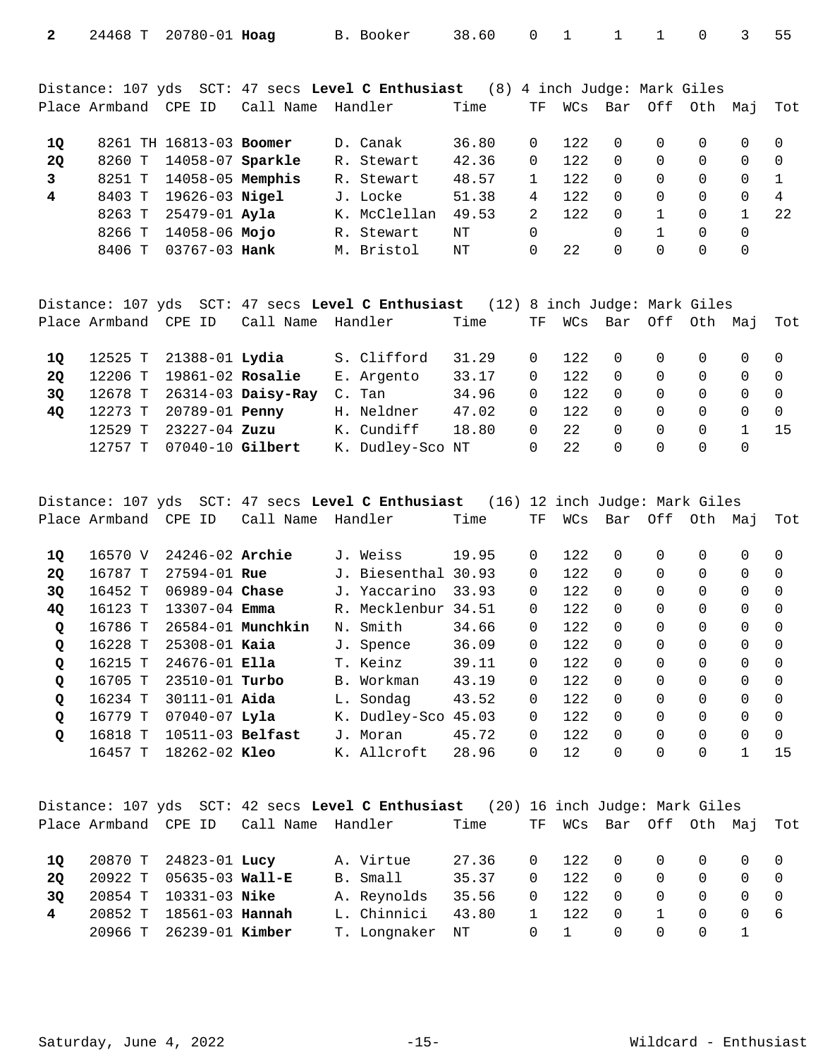| Place | Armband | CPE ID | Call Name | Handler | Time | TF | WCs | Bar | Off | Oth | Maj | Tot |
|---|---|---|---|---|---|---|---|---|---|---|---|---|
| **2** | 24468 T | 20780-01 | **Hoag** | B. Booker | 38.60 | 0 | 1 | 1 | 1 | 0 | 3 | 55 |

Distance: 107 yds SCT: 47 secs **Level C Enthusiast** (8) 4 inch Judge: Mark Giles

| Place | Armband | CPE ID | Call Name | Handler | Time | TF | WCs | Bar | Off | Oth | Maj | Tot |
|---|---|---|---|---|---|---|---|---|---|---|---|---|
| **1Q** | 8261 TH | 16813-03 | **Boomer** | D. Canak | 36.80 | 0 | 122 | 0 | 0 | 0 | 0 | 0 |
| **2Q** | 8260 T | 14058-07 | **Sparkle** | R. Stewart | 42.36 | 0 | 122 | 0 | 0 | 0 | 0 | 0 |
| **3** | 8251 T | 14058-05 | **Memphis** | R. Stewart | 48.57 | 1 | 122 | 0 | 0 | 0 | 0 | 1 |
| **4** | 8403 T | 19626-03 | **Nigel** | J. Locke | 51.38 | 4 | 122 | 0 | 0 | 0 | 0 | 4 |
| | 8263 T | 25479-01 | **Ayla** | K. McClellan | 49.53 | 2 | 122 | 0 | 1 | 0 | 1 | 22 |
| | 8266 T | 14058-06 | **Mojo** | R. Stewart | NT | 0 | | 0 | 1 | 0 | 0 | |
| | 8406 T | 03767-03 | **Hank** | M. Bristol | NT | 0 | 22 | 0 | 0 | 0 | 0 | |

Distance: 107 yds SCT: 47 secs **Level C Enthusiast** (12) 8 inch Judge: Mark Giles

| Place | Armband | CPE ID | Call Name | Handler | Time | TF | WCs | Bar | Off | Oth | Maj | Tot |
|---|---|---|---|---|---|---|---|---|---|---|---|---|
| **1Q** | 12525 T | 21388-01 | **Lydia** | S. Clifford | 31.29 | 0 | 122 | 0 | 0 | 0 | 0 | 0 |
| **2Q** | 12206 T | 19861-02 | **Rosalie** | E. Argento | 33.17 | 0 | 122 | 0 | 0 | 0 | 0 | 0 |
| **3Q** | 12678 T | 26314-03 | **Daisy-Ray** | C. Tan | 34.96 | 0 | 122 | 0 | 0 | 0 | 0 | 0 |
| **4Q** | 12273 T | 20789-01 | **Penny** | H. Neldner | 47.02 | 0 | 122 | 0 | 0 | 0 | 0 | 0 |
| | 12529 T | 23227-04 | **Zuzu** | K. Cundiff | 18.80 | 0 | 22 | 0 | 0 | 0 | 1 | 15 |
| | 12757 T | 07040-10 | **Gilbert** | K. Dudley-Sco | NT | 0 | 22 | 0 | 0 | 0 | 0 | |

Distance: 107 yds SCT: 47 secs **Level C Enthusiast** (16) 12 inch Judge: Mark Giles

| Place | Armband | CPE ID | Call Name | Handler | Time | TF | WCs | Bar | Off | Oth | Maj | Tot |
|---|---|---|---|---|---|---|---|---|---|---|---|---|
| **1Q** | 16570 V | 24246-02 | **Archie** | J. Weiss | 19.95 | 0 | 122 | 0 | 0 | 0 | 0 | 0 |
| **2Q** | 16787 T | 27594-01 | **Rue** | J. Biesenthal | 30.93 | 0 | 122 | 0 | 0 | 0 | 0 | 0 |
| **3Q** | 16452 T | 06989-04 | **Chase** | J. Yaccarino | 33.93 | 0 | 122 | 0 | 0 | 0 | 0 | 0 |
| **4Q** | 16123 T | 13307-04 | **Emma** | R. Mecklenbur | 34.51 | 0 | 122 | 0 | 0 | 0 | 0 | 0 |
| **Q** | 16786 T | 26584-01 | **Munchkin** | N. Smith | 34.66 | 0 | 122 | 0 | 0 | 0 | 0 | 0 |
| **Q** | 16228 T | 25308-01 | **Kaia** | J. Spence | 36.09 | 0 | 122 | 0 | 0 | 0 | 0 | 0 |
| **Q** | 16215 T | 24676-01 | **Ella** | T. Keinz | 39.11 | 0 | 122 | 0 | 0 | 0 | 0 | 0 |
| **Q** | 16705 T | 23510-01 | **Turbo** | B. Workman | 43.19 | 0 | 122 | 0 | 0 | 0 | 0 | 0 |
| **Q** | 16234 T | 30111-01 | **Aida** | L. Sondag | 43.52 | 0 | 122 | 0 | 0 | 0 | 0 | 0 |
| **Q** | 16779 T | 07040-07 | **Lyla** | K. Dudley-Sco | 45.03 | 0 | 122 | 0 | 0 | 0 | 0 | 0 |
| **Q** | 16818 T | 10511-03 | **Belfast** | J. Moran | 45.72 | 0 | 122 | 0 | 0 | 0 | 0 | 0 |
| | 16457 T | 18262-02 | **Kleo** | K. Allcroft | 28.96 | 0 | 12 | 0 | 0 | 0 | 1 | 15 |

Distance: 107 yds SCT: 42 secs **Level C Enthusiast** (20) 16 inch Judge: Mark Giles

| Place | Armband | CPE ID | Call Name | Handler | Time | TF | WCs | Bar | Off | Oth | Maj | Tot |
|---|---|---|---|---|---|---|---|---|---|---|---|---|
| **1Q** | 20870 T | 24823-01 | **Lucy** | A. Virtue | 27.36 | 0 | 122 | 0 | 0 | 0 | 0 | 0 |
| **2Q** | 20922 T | 05635-03 | **Wall-E** | B. Small | 35.37 | 0 | 122 | 0 | 0 | 0 | 0 | 0 |
| **3Q** | 20854 T | 10331-03 | **Nike** | A. Reynolds | 35.56 | 0 | 122 | 0 | 0 | 0 | 0 | 0 |
| **4** | 20852 T | 18561-03 | **Hannah** | L. Chinnici | 43.80 | 1 | 122 | 0 | 1 | 0 | 0 | 6 |
| | 20966 T | 26239-01 | **Kimber** | T. Longnaker | NT | 0 | 1 | 0 | 0 | 0 | 1 | |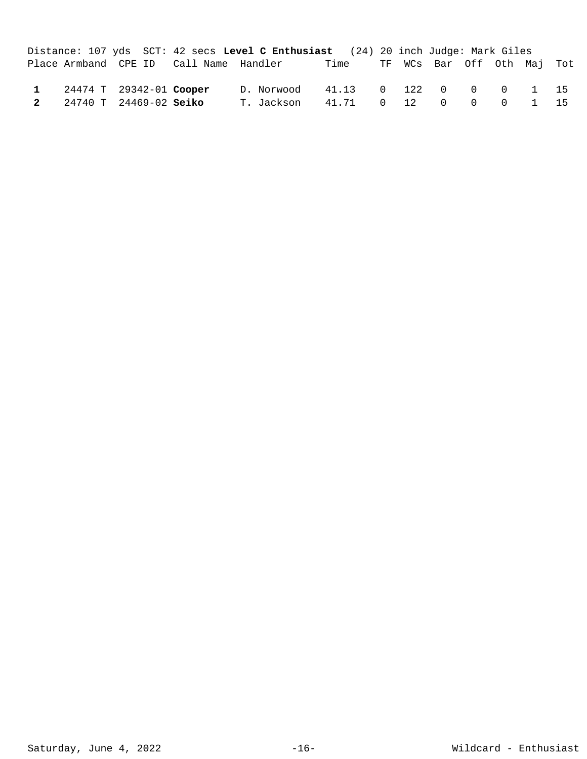Distance: 107 yds  SCT: 42 secs **Level C Enthusiast**  (24) 20 inch Judge: Mark Giles

| Place | Armband | CPE ID | Call Name | Handler | Time | TF | WCs | Bar | Off | Oth | Maj | Tot |
|---|---|---|---|---|---|---|---|---|---|---|---|---|
| **1** | 24474 T | 29342-01 | **Cooper** | D. Norwood | 41.13 | 0 | 122 | 0 | 0 | 0 | 1 | 15 |
| **2** | 24740 T | 24469-02 | **Seiko** | T. Jackson | 41.71 | 0 | 12 | 0 | 0 | 0 | 1 | 15 |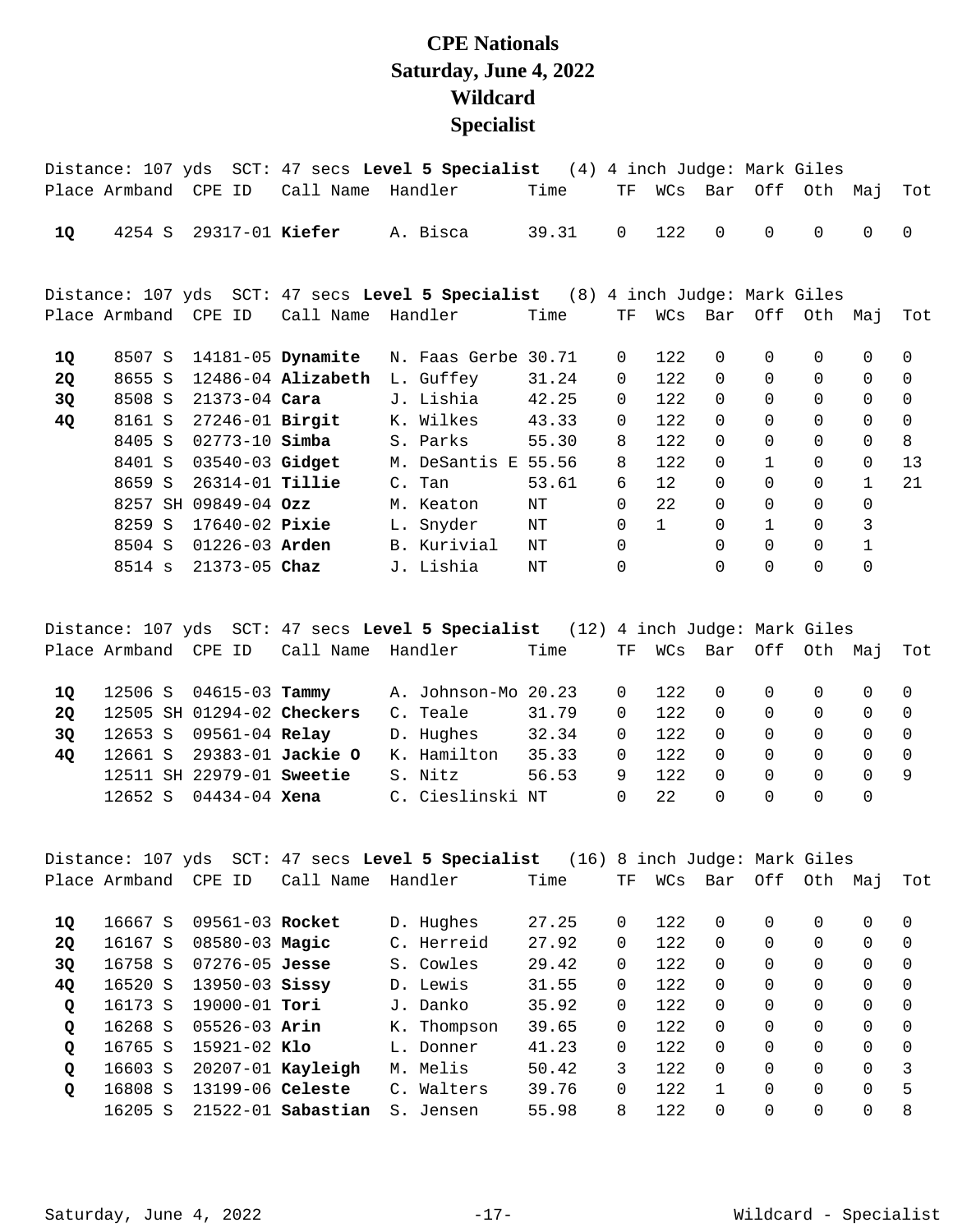# CPE Nationals
# Saturday, June 4, 2022
# Wildcard
# Specialist

Distance: 107 yds SCT: 47 secs **Level 5 Specialist** (4) 4 inch Judge: Mark Giles

| Place | Armband | CPE ID | Call Name | Handler | Time | TF | WCs | Bar | Off | Oth | Maj | Tot |
|---|---|---|---|---|---|---|---|---|---|---|---|---|
| **1Q** | 4254 S | 29317-01 | **Kiefer** | A. Bisca | 39.31 | 0 | 122 | 0 | 0 | 0 | 0 | 0 |

Distance: 107 yds SCT: 47 secs **Level 5 Specialist** (8) 4 inch Judge: Mark Giles

| Place | Armband | CPE ID | Call Name | Handler | Time | TF | WCs | Bar | Off | Oth | Maj | Tot |
|---|---|---|---|---|---|---|---|---|---|---|---|---|
| **1Q** | 8507 S | 14181-05 | **Dynamite** | N. Faas Gerbe | 30.71 | 0 | 122 | 0 | 0 | 0 | 0 | 0 |
| **2Q** | 8655 S | 12486-04 | **Alizabeth** | L. Guffey | 31.24 | 0 | 122 | 0 | 0 | 0 | 0 | 0 |
| **3Q** | 8508 S | 21373-04 | **Cara** | J. Lishia | 42.25 | 0 | 122 | 0 | 0 | 0 | 0 | 0 |
| **4Q** | 8161 S | 27246-01 | **Birgit** | K. Wilkes | 43.33 | 0 | 122 | 0 | 0 | 0 | 0 | 0 |
| | 8405 S | 02773-10 | **Simba** | S. Parks | 55.30 | 8 | 122 | 0 | 0 | 0 | 0 | 8 |
| | 8401 S | 03540-03 | **Gidget** | M. DeSantis E | 55.56 | 8 | 122 | 0 | 1 | 0 | 0 | 13 |
| | 8659 S | 26314-01 | **Tillie** | C. Tan | 53.61 | 6 | 12 | 0 | 0 | 0 | 1 | 21 |
| | 8257 SH | 09849-04 | **Ozz** | M. Keaton | NT | 0 | 22 | 0 | 0 | 0 | 0 | |
| | 8259 S | 17640-02 | **Pixie** | L. Snyder | NT | 0 | 1 | 0 | 1 | 0 | 3 | |
| | 8504 S | 01226-03 | **Arden** | B. Kurivial | NT | 0 | | 0 | 0 | 0 | 1 | |
| | 8514 s | 21373-05 | **Chaz** | J. Lishia | NT | 0 | | 0 | 0 | 0 | 0 | |

Distance: 107 yds SCT: 47 secs **Level 5 Specialist** (12) 4 inch Judge: Mark Giles

| Place | Armband | CPE ID | Call Name | Handler | Time | TF | WCs | Bar | Off | Oth | Maj | Tot |
|---|---|---|---|---|---|---|---|---|---|---|---|---|
| **1Q** | 12506 S | 04615-03 | **Tammy** | A. Johnson-Mo | 20.23 | 0 | 122 | 0 | 0 | 0 | 0 | 0 |
| **2Q** | 12505 SH | 01294-02 | **Checkers** | C. Teale | 31.79 | 0 | 122 | 0 | 0 | 0 | 0 | 0 |
| **3Q** | 12653 S | 09561-04 | **Relay** | D. Hughes | 32.34 | 0 | 122 | 0 | 0 | 0 | 0 | 0 |
| **4Q** | 12661 S | 29383-01 | **Jackie O** | K. Hamilton | 35.33 | 0 | 122 | 0 | 0 | 0 | 0 | 0 |
| | 12511 SH | 22979-01 | **Sweetie** | S. Nitz | 56.53 | 9 | 122 | 0 | 0 | 0 | 0 | 9 |
| | 12652 S | 04434-04 | **Xena** | C. Cieslinski | NT | 0 | 22 | 0 | 0 | 0 | 0 | |

Distance: 107 yds SCT: 47 secs **Level 5 Specialist** (16) 8 inch Judge: Mark Giles

| Place | Armband | CPE ID | Call Name | Handler | Time | TF | WCs | Bar | Off | Oth | Maj | Tot |
|---|---|---|---|---|---|---|---|---|---|---|---|---|
| **1Q** | 16667 S | 09561-03 | **Rocket** | D. Hughes | 27.25 | 0 | 122 | 0 | 0 | 0 | 0 | 0 |
| **2Q** | 16167 S | 08580-03 | **Magic** | C. Herreid | 27.92 | 0 | 122 | 0 | 0 | 0 | 0 | 0 |
| **3Q** | 16758 S | 07276-05 | **Jesse** | S. Cowles | 29.42 | 0 | 122 | 0 | 0 | 0 | 0 | 0 |
| **4Q** | 16520 S | 13950-03 | **Sissy** | D. Lewis | 31.55 | 0 | 122 | 0 | 0 | 0 | 0 | 0 |
| **Q** | 16173 S | 19000-01 | **Tori** | J. Danko | 35.92 | 0 | 122 | 0 | 0 | 0 | 0 | 0 |
| **Q** | 16268 S | 05526-03 | **Arin** | K. Thompson | 39.65 | 0 | 122 | 0 | 0 | 0 | 0 | 0 |
| **Q** | 16765 S | 15921-02 | **Klo** | L. Donner | 41.23 | 0 | 122 | 0 | 0 | 0 | 0 | 0 |
| **Q** | 16603 S | 20207-01 | **Kayleigh** | M. Melis | 50.42 | 3 | 122 | 0 | 0 | 0 | 0 | 3 |
| **Q** | 16808 S | 13199-06 | **Celeste** | C. Walters | 39.76 | 0 | 122 | 1 | 0 | 0 | 0 | 5 |
| | 16205 S | 21522-01 | **Sabastian** | S. Jensen | 55.98 | 8 | 122 | 0 | 0 | 0 | 0 | 8 |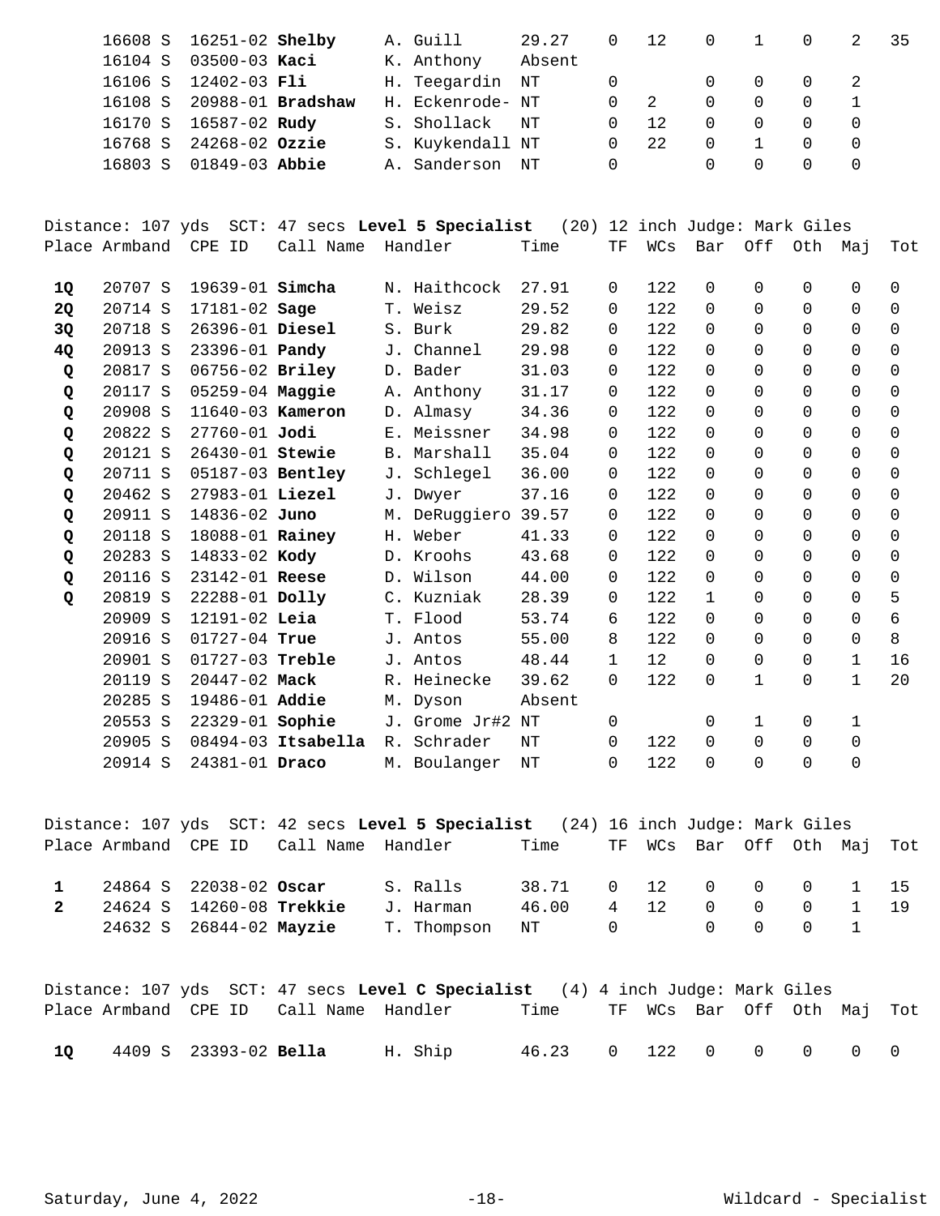| Place | Armband | CPE ID | Call Name | Handler | Time | TF | WCs | Bar | Off | Oth | Maj | Tot |
|---|---|---|---|---|---|---|---|---|---|---|---|---|
| | 16608 S | 16251-02 | **Shelby** | A. Guill | 29.27 | 0 | 12 | 0 | 1 | 0 | 2 | 35 |
| | 16104 S | 03500-03 | **Kaci** | K. Anthony | Absent | | | | | | | |
| | 16106 S | 12402-03 | **Fli** | H. Teegardin | NT | 0 | | 0 | 0 | 0 | 2 | |
| | 16108 S | 20988-01 | **Bradshaw** | H. Eckenrode- | NT | 0 | 2 | 0 | 0 | 0 | 1 | |
| | 16170 S | 16587-02 | **Rudy** | S. Shollack | NT | 0 | 12 | 0 | 0 | 0 | 0 | |
| | 16768 S | 24268-02 | **Ozzie** | S. Kuykendall | NT | 0 | 22 | 0 | 1 | 0 | 0 | |
| | 16803 S | 01849-03 | **Abbie** | A. Sanderson | NT | 0 | | 0 | 0 | 0 | 0 | |

Distance: 107 yds SCT: 47 secs **Level 5 Specialist** (20) 12 inch Judge: Mark Giles

| Place | Armband | CPE ID | Call Name | Handler | Time | TF | WCs | Bar | Off | Oth | Maj | Tot |
|---|---|---|---|---|---|---|---|---|---|---|---|---|
| **1Q** | 20707 S | 19639-01 | **Simcha** | N. Haithcock | 27.91 | 0 | 122 | 0 | 0 | 0 | 0 | 0 |
| **2Q** | 20714 S | 17181-02 | **Sage** | T. Weisz | 29.52 | 0 | 122 | 0 | 0 | 0 | 0 | 0 |
| **3Q** | 20718 S | 26396-01 | **Diesel** | S. Burk | 29.82 | 0 | 122 | 0 | 0 | 0 | 0 | 0 |
| **4Q** | 20913 S | 23396-01 | **Pandy** | J. Channel | 29.98 | 0 | 122 | 0 | 0 | 0 | 0 | 0 |
| **Q** | 20817 S | 06756-02 | **Briley** | D. Bader | 31.03 | 0 | 122 | 0 | 0 | 0 | 0 | 0 |
| **Q** | 20117 S | 05259-04 | **Maggie** | A. Anthony | 31.17 | 0 | 122 | 0 | 0 | 0 | 0 | 0 |
| **Q** | 20908 S | 11640-03 | **Kameron** | D. Almasy | 34.36 | 0 | 122 | 0 | 0 | 0 | 0 | 0 |
| **Q** | 20822 S | 27760-01 | **Jodi** | E. Meissner | 34.98 | 0 | 122 | 0 | 0 | 0 | 0 | 0 |
| **Q** | 20121 S | 26430-01 | **Stewie** | B. Marshall | 35.04 | 0 | 122 | 0 | 0 | 0 | 0 | 0 |
| **Q** | 20711 S | 05187-03 | **Bentley** | J. Schlegel | 36.00 | 0 | 122 | 0 | 0 | 0 | 0 | 0 |
| **Q** | 20462 S | 27983-01 | **Liezel** | J. Dwyer | 37.16 | 0 | 122 | 0 | 0 | 0 | 0 | 0 |
| **Q** | 20911 S | 14836-02 | **Juno** | M. DeRuggiero | 39.57 | 0 | 122 | 0 | 0 | 0 | 0 | 0 |
| **Q** | 20118 S | 18088-01 | **Rainey** | H. Weber | 41.33 | 0 | 122 | 0 | 0 | 0 | 0 | 0 |
| **Q** | 20283 S | 14833-02 | **Kody** | D. Kroohs | 43.68 | 0 | 122 | 0 | 0 | 0 | 0 | 0 |
| **Q** | 20116 S | 23142-01 | **Reese** | D. Wilson | 44.00 | 0 | 122 | 0 | 0 | 0 | 0 | 0 |
| **Q** | 20819 S | 22288-01 | **Dolly** | C. Kuzniak | 28.39 | 0 | 122 | 1 | 0 | 0 | 0 | 5 |
| | 20909 S | 12191-02 | **Leia** | T. Flood | 53.74 | 6 | 122 | 0 | 0 | 0 | 0 | 6 |
| | 20916 S | 01727-04 | **True** | J. Antos | 55.00 | 8 | 122 | 0 | 0 | 0 | 0 | 8 |
| | 20901 S | 01727-03 | **Treble** | J. Antos | 48.44 | 1 | 12 | 0 | 0 | 0 | 1 | 16 |
| | 20119 S | 20447-02 | **Mack** | R. Heinecke | 39.62 | 0 | 122 | 0 | 1 | 0 | 1 | 20 |
| | 20285 S | 19486-01 | **Addie** | M. Dyson | Absent | | | | | | | |
| | 20553 S | 22329-01 | **Sophie** | J. Grome Jr#2 | NT | 0 | | 0 | 1 | 0 | 1 | |
| | 20905 S | 08494-03 | **Itsabella** | R. Schrader | NT | 0 | 122 | 0 | 0 | 0 | 0 | |
| | 20914 S | 24381-01 | **Draco** | M. Boulanger | NT | 0 | 122 | 0 | 0 | 0 | 0 | |

Distance: 107 yds SCT: 42 secs **Level 5 Specialist** (24) 16 inch Judge: Mark Giles

| Place | Armband | CPE ID | Call Name | Handler | Time | TF | WCs | Bar | Off | Oth | Maj | Tot |
|---|---|---|---|---|---|---|---|---|---|---|---|---|
| **1** | 24864 S | 22038-02 | **Oscar** | S. Ralls | 38.71 | 0 | 12 | 0 | 0 | 0 | 1 | 15 |
| **2** | 24624 S | 14260-08 | **Trekkie** | J. Harman | 46.00 | 4 | 12 | 0 | 0 | 0 | 1 | 19 |
| | 24632 S | 26844-02 | **Mayzie** | T. Thompson | NT | 0 | | 0 | 0 | 0 | 1 | |

Distance: 107 yds SCT: 47 secs **Level C Specialist** (4) 4 inch Judge: Mark Giles

| Place | Armband | CPE ID | Call Name | Handler | Time | TF | WCs | Bar | Off | Oth | Maj | Tot |
|---|---|---|---|---|---|---|---|---|---|---|---|---|
| **1Q** | 4409 S | 23393-02 | **Bella** | H. Ship | 46.23 | 0 | 122 | 0 | 0 | 0 | 0 | 0 |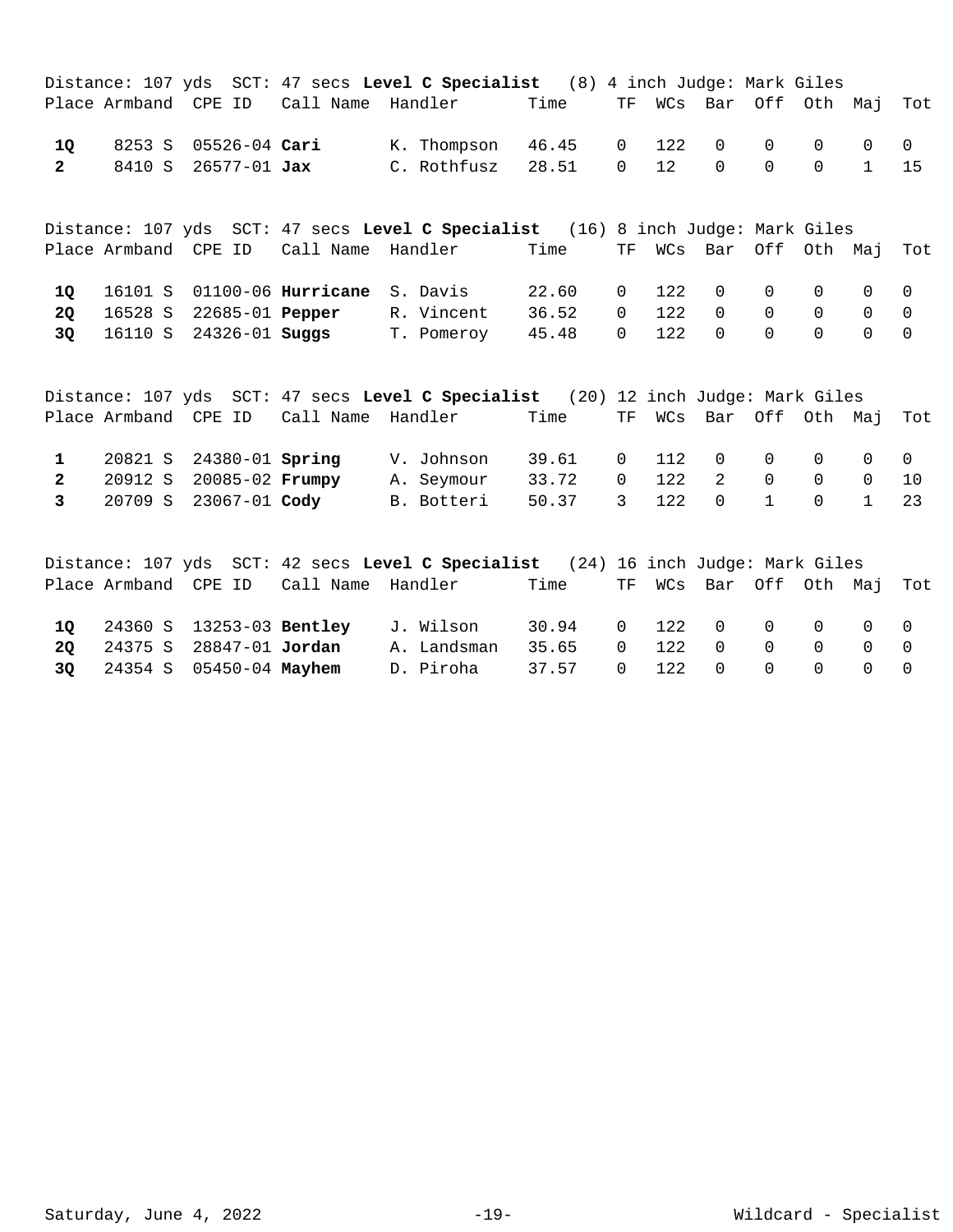Distance: 107 yds SCT: 47 secs **Level C Specialist** (8) 4 inch Judge: Mark Giles

| Place | Armband | CPE ID | Call Name | Handler | Time | TF | WCs | Bar | Off | Oth | Maj | Tot |
|---|---|---|---|---|---|---|---|---|---|---|---|---|
| **1Q** | 8253 S | 05526-04 | **Cari** | K. Thompson | 46.45 | 0 | 122 | 0 | 0 | 0 | 0 | 0 |
| **2** | 8410 S | 26577-01 | **Jax** | C. Rothfusz | 28.51 | 0 | 12 | 0 | 0 | 0 | 1 | 15 |

Distance: 107 yds SCT: 47 secs **Level C Specialist** (16) 8 inch Judge: Mark Giles

| Place | Armband | CPE ID | Call Name | Handler | Time | TF | WCs | Bar | Off | Oth | Maj | Tot |
|---|---|---|---|---|---|---|---|---|---|---|---|---|
| **1Q** | 16101 S | 01100-06 | **Hurricane** | S. Davis | 22.60 | 0 | 122 | 0 | 0 | 0 | 0 | 0 |
| **2Q** | 16528 S | 22685-01 | **Pepper** | R. Vincent | 36.52 | 0 | 122 | 0 | 0 | 0 | 0 | 0 |
| **3Q** | 16110 S | 24326-01 | **Suggs** | T. Pomeroy | 45.48 | 0 | 122 | 0 | 0 | 0 | 0 | 0 |

Distance: 107 yds SCT: 47 secs **Level C Specialist** (20) 12 inch Judge: Mark Giles

| Place | Armband | CPE ID | Call Name | Handler | Time | TF | WCs | Bar | Off | Oth | Maj | Tot |
|---|---|---|---|---|---|---|---|---|---|---|---|---|
| **1** | 20821 S | 24380-01 | **Spring** | V. Johnson | 39.61 | 0 | 112 | 0 | 0 | 0 | 0 | 0 |
| **2** | 20912 S | 20085-02 | **Frumpy** | A. Seymour | 33.72 | 0 | 122 | 2 | 0 | 0 | 0 | 10 |
| **3** | 20709 S | 23067-01 | **Cody** | B. Botteri | 50.37 | 3 | 122 | 0 | 1 | 0 | 1 | 23 |

Distance: 107 yds SCT: 42 secs **Level C Specialist** (24) 16 inch Judge: Mark Giles

| Place | Armband | CPE ID | Call Name | Handler | Time | TF | WCs | Bar | Off | Oth | Maj | Tot |
|---|---|---|---|---|---|---|---|---|---|---|---|---|
| **1Q** | 24360 S | 13253-03 | **Bentley** | J. Wilson | 30.94 | 0 | 122 | 0 | 0 | 0 | 0 | 0 |
| **2Q** | 24375 S | 28847-01 | **Jordan** | A. Landsman | 35.65 | 0 | 122 | 0 | 0 | 0 | 0 | 0 |
| **3Q** | 24354 S | 05450-04 | **Mayhem** | D. Piroha | 37.57 | 0 | 122 | 0 | 0 | 0 | 0 | 0 |